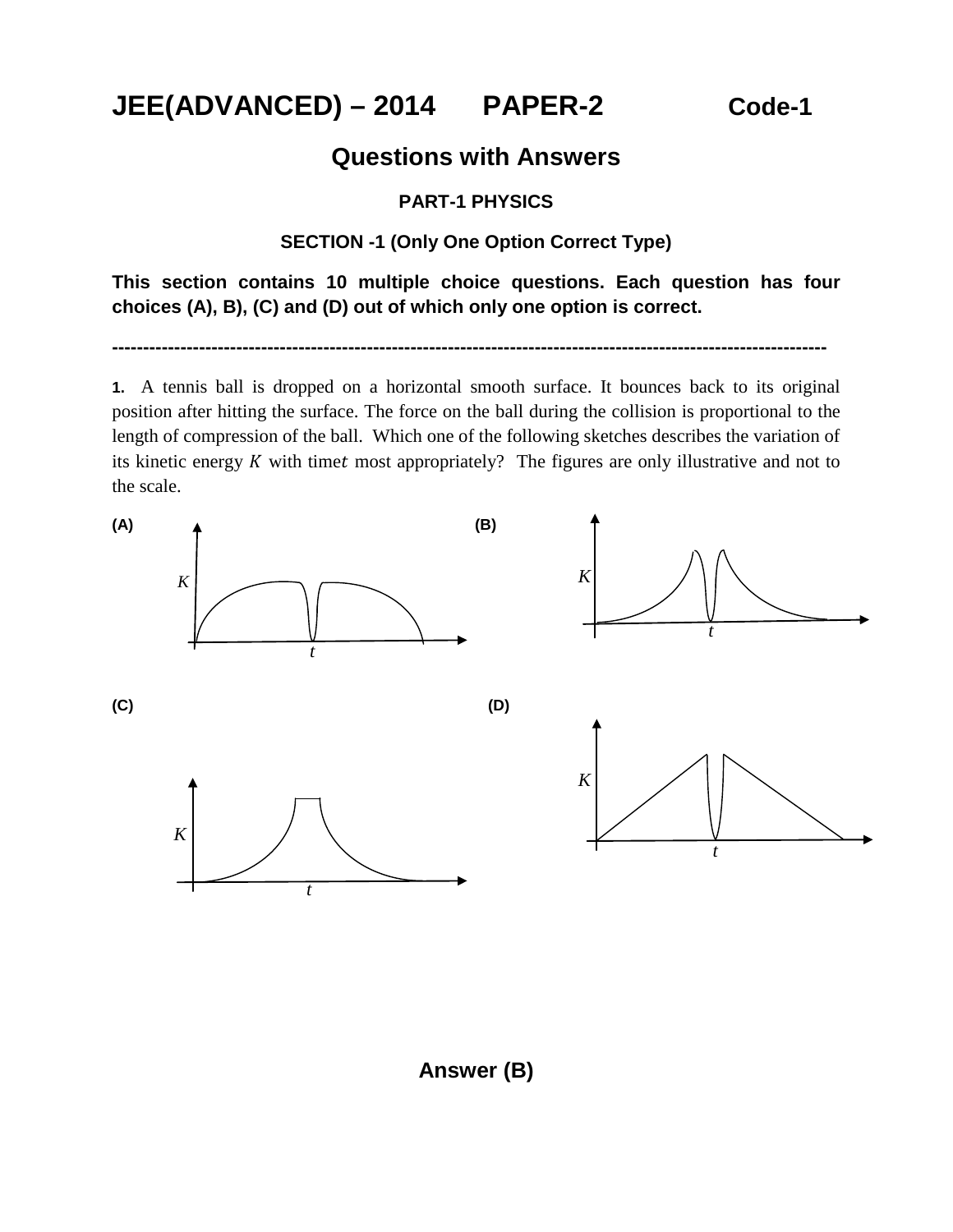# JEE(ADVANCED) – 2014 PAPER-2 Code-1

## Questions with Answers

### PART-1 PHYSICS

### SECTION -1 (Only One Option Correct Type)

**This section contains 10 multiple choice questions. Each question has four choices (A), B), (C) and (D) out of which only one option is correct.**

---

**1.** A tennis ball is dropped on a horizontal smooth surface. It bounces back to its original position after hitting the surface. The force on the ball during the collision is proportional to the length of compression of the ball. Which one of the following sketches describes the variation of its kinetic energy $K$ with time $t$ most appropriately? The figures are only illustrative and not to the scale.

**(A)**

**(B)**

**(C)**

**(D)**

**Answer (B)**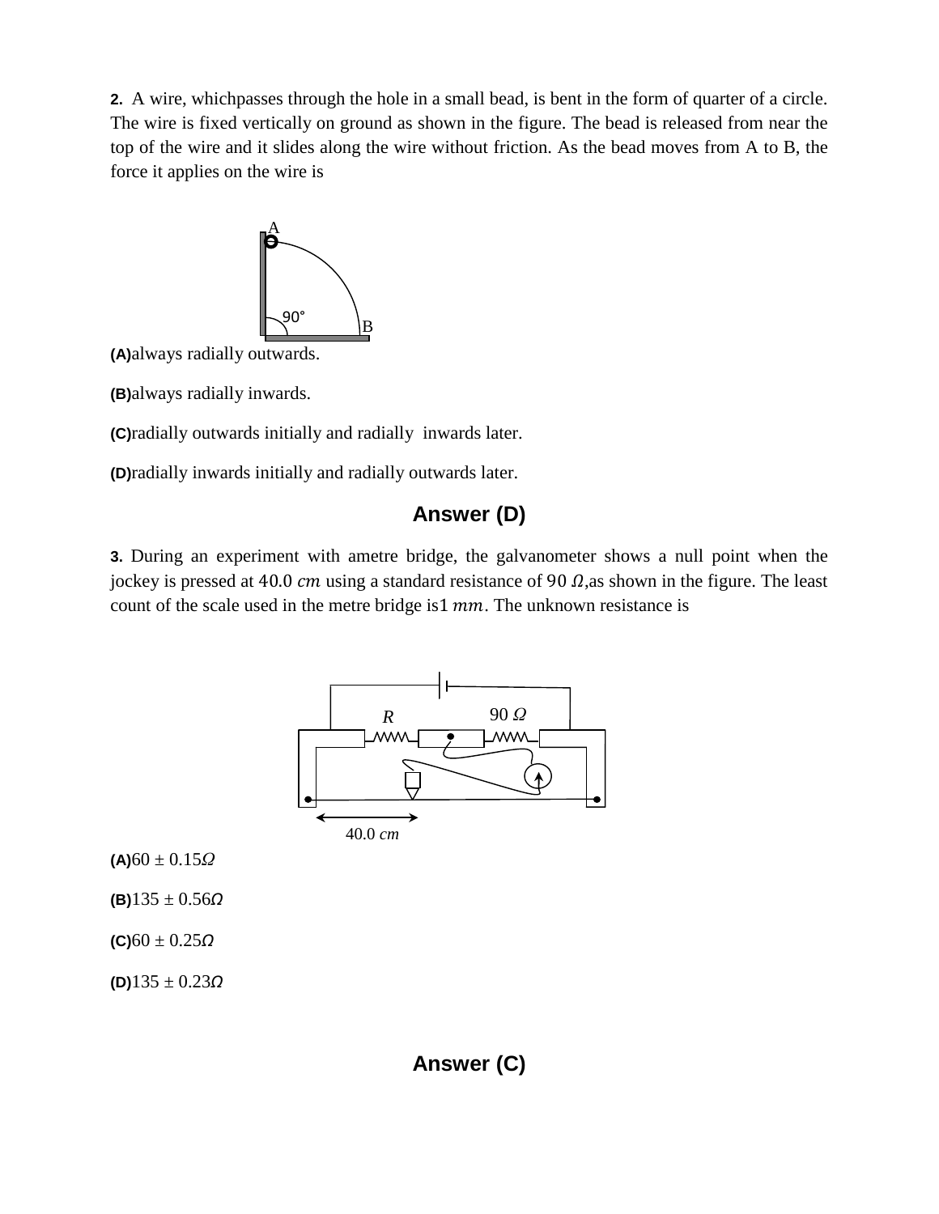**2.** A wire, whichpasses through the hole in a small bead, is bent in the form of quarter of a circle. The wire is fixed vertically on ground as shown in the figure. The bead is released from near the top of the wire and it slides along the wire without friction. As the bead moves from A to B, the force it applies on the wire is

**(A)**always radially outwards.

**(B)**always radially inwards.

**(C)**radially outwards initially and radially inwards later.

**(D)**radially inwards initially and radially outwards later.

## Answer (D)

**3.** During an experiment with ametre bridge, the galvanometer shows a null point when the jockey is pressed at $40.0\ cm$ using a standard resistance of $90\ \Omega$,as shown in the figure. The least count of the scale used in the metre bridge is$1\ mm$. The unknown resistance is

**(A)**$60 \pm 0.15\Omega$

**(B)**$135 \pm 0.56\Omega$

**(C)**$60 \pm 0.25\Omega$

**(D)**$135 \pm 0.23\Omega$

## Answer (C)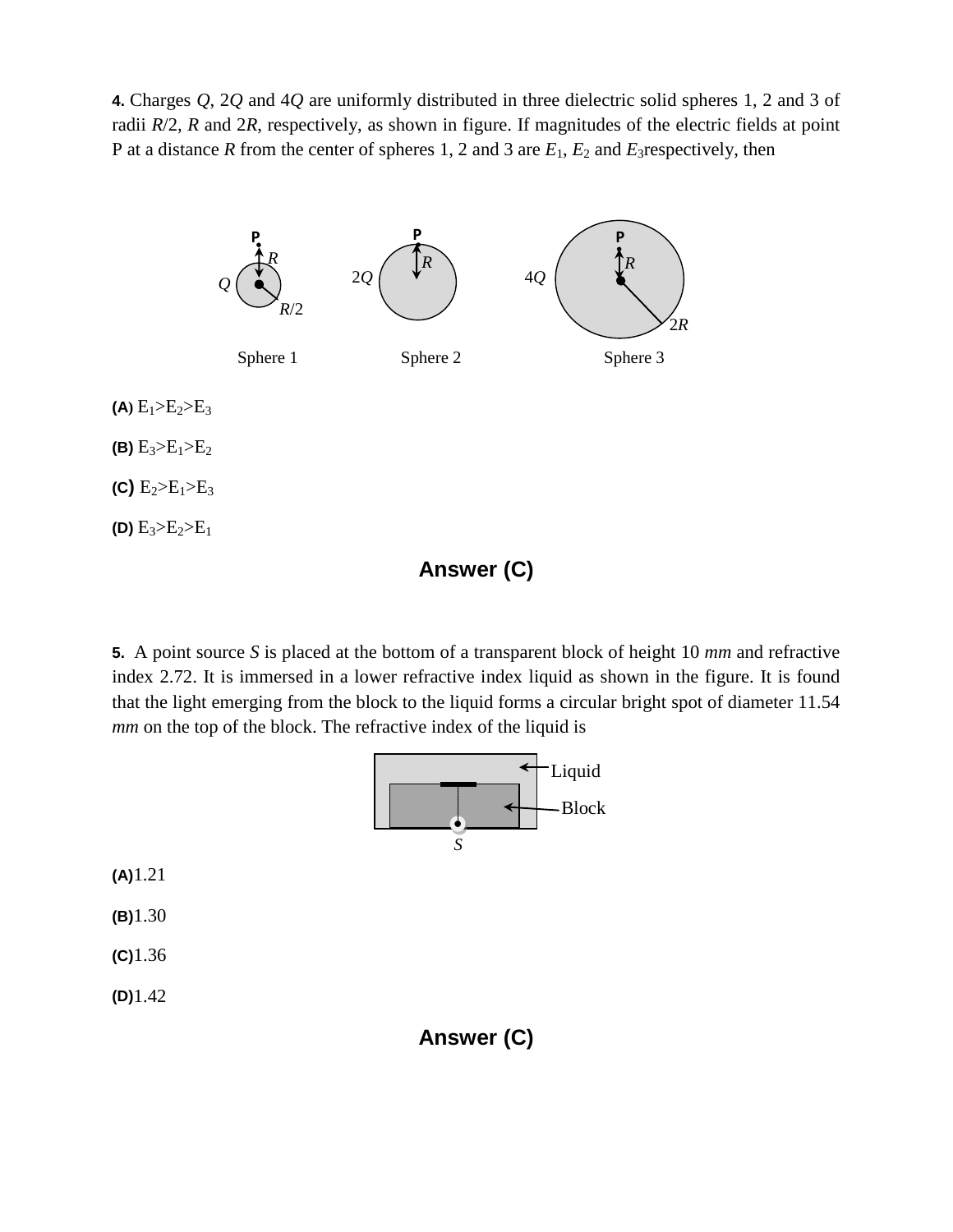**4.** Charges $Q$, $2Q$ and $4Q$ are uniformly distributed in three dielectric solid spheres 1, 2 and 3 of radii $R/2$, $R$ and $2R$, respectively, as shown in figure. If magnitudes of the electric fields at point P at a distance $R$ from the center of spheres 1, 2 and 3 are $E_1$, $E_2$ and $E_3$ respectively, then

Sphere 1 Sphere 2 Sphere 3

**(A)** $E_1 > E_2 > E_3$

**(B)** $E_3 > E_1 > E_2$

**(C)** $E_2 > E_1 > E_3$

**(D)** $E_3 > E_2 > E_1$

**Answer (C)**

**5.** A point source $S$ is placed at the bottom of a transparent block of height 10 *mm* and refractive index 2.72. It is immersed in a lower refractive index liquid as shown in the figure. It is found that the light emerging from the block to the liquid forms a circular bright spot of diameter 11.54 *mm* on the top of the block. The refractive index of the liquid is

**(A)** 1.21

**(B)** 1.30

**(C)** 1.36

**(D)** 1.42

**Answer (C)**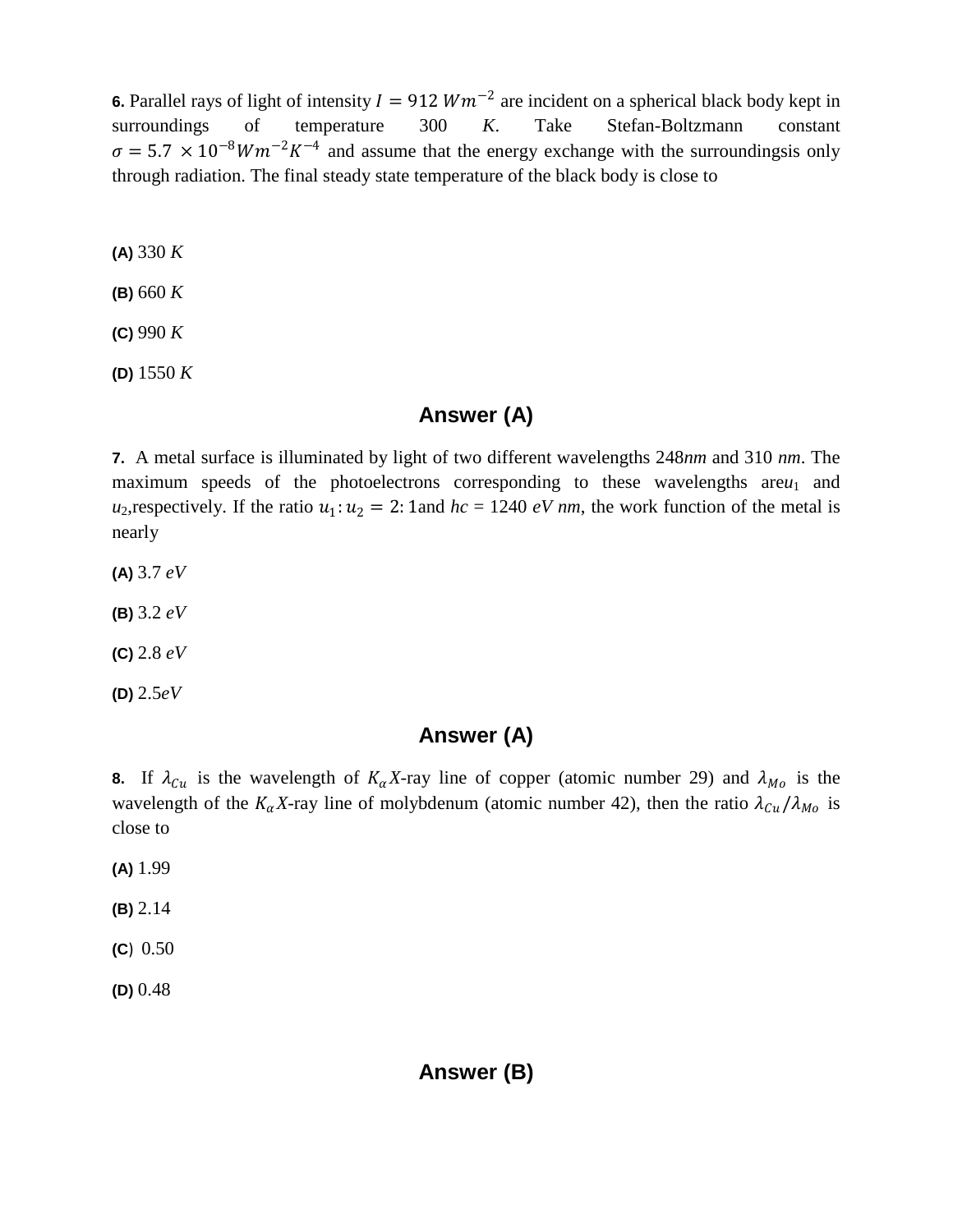**6.** Parallel rays of light of intensity $I = 912\ Wm^{-2}$ are incident on a spherical black body kept in surroundings of temperature 300 $K$. Take Stefan-Boltzmann constant $\sigma = 5.7 \times 10^{-8} Wm^{-2}K^{-4}$ and assume that the energy exchange with the surroundingsis only through radiation. The final steady state temperature of the black body is close to

**(A)** 330 $K$

**(B)** 660 $K$

**(C)** 990 $K$

**(D)** 1550 $K$

## Answer (A)

**7.** A metal surface is illuminated by light of two different wavelengths 248$nm$ and 310 $nm$. The maximum speeds of the photoelectrons corresponding to these wavelengths are$u_1$ and $u_2$,respectively. If the ratio $u_1 : u_2 = 2 : 1$and $hc$ = 1240 $eV\ nm$, the work function of the metal is nearly

**(A)** 3.7 $eV$

**(B)** 3.2 $eV$

**(C)** 2.8 $eV$

**(D)** 2.5$eV$

## Answer (A)

**8.** If $\lambda_{Cu}$ is the wavelength of $K_\alpha X$-ray line of copper (atomic number 29) and $\lambda_{Mo}$ is the wavelength of the $K_\alpha X$-ray line of molybdenum (atomic number 42), then the ratio $\lambda_{Cu}/\lambda_{Mo}$ is close to

**(A)** 1.99

**(B)** 2.14

**(C)** 0.50

**(D)** 0.48

## Answer (B)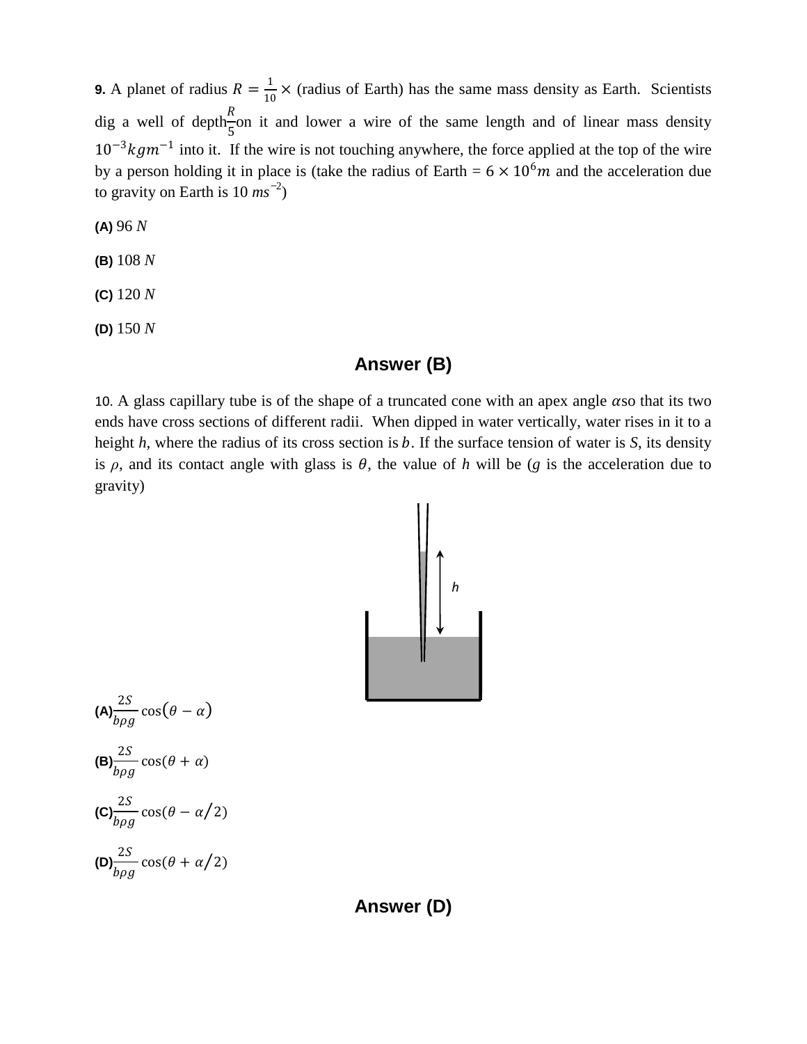**9.** A planet of radius $R = \frac{1}{10} \times$ (radius of Earth) has the same mass density as Earth. Scientists dig a well of depth $\frac{R}{5}$ on it and lower a wire of the same length and of linear mass density $10^{-3} kgm^{-1}$ into it. If the wire is not touching anywhere, the force applied at the top of the wire by a person holding it in place is (take the radius of Earth = $6 \times 10^6 m$ and the acceleration due to gravity on Earth is 10 $ms^{-2}$)

**(A)** 96 $N$

**(B)** 108 $N$

**(C)** 120 $N$

**(D)** 150 $N$

## Answer (B)

10. A glass capillary tube is of the shape of a truncated cone with an apex angle $\alpha$ so that its two ends have cross sections of different radii. When dipped in water vertically, water rises in it to a height $h$, where the radius of its cross section is $b$. If the surface tension of water is $S$, its density is $\rho$, and its contact angle with glass is $\theta$, the value of $h$ will be ($g$ is the acceleration due to gravity)

**(A)** $\frac{2S}{b\rho g} \cos(\theta - \alpha)$

**(B)** $\frac{2S}{b\rho g} \cos(\theta + \alpha)$

**(C)** $\frac{2S}{b\rho g} \cos(\theta - \alpha/2)$

**(D)** $\frac{2S}{b\rho g} \cos(\theta + \alpha/2)$

## Answer (D)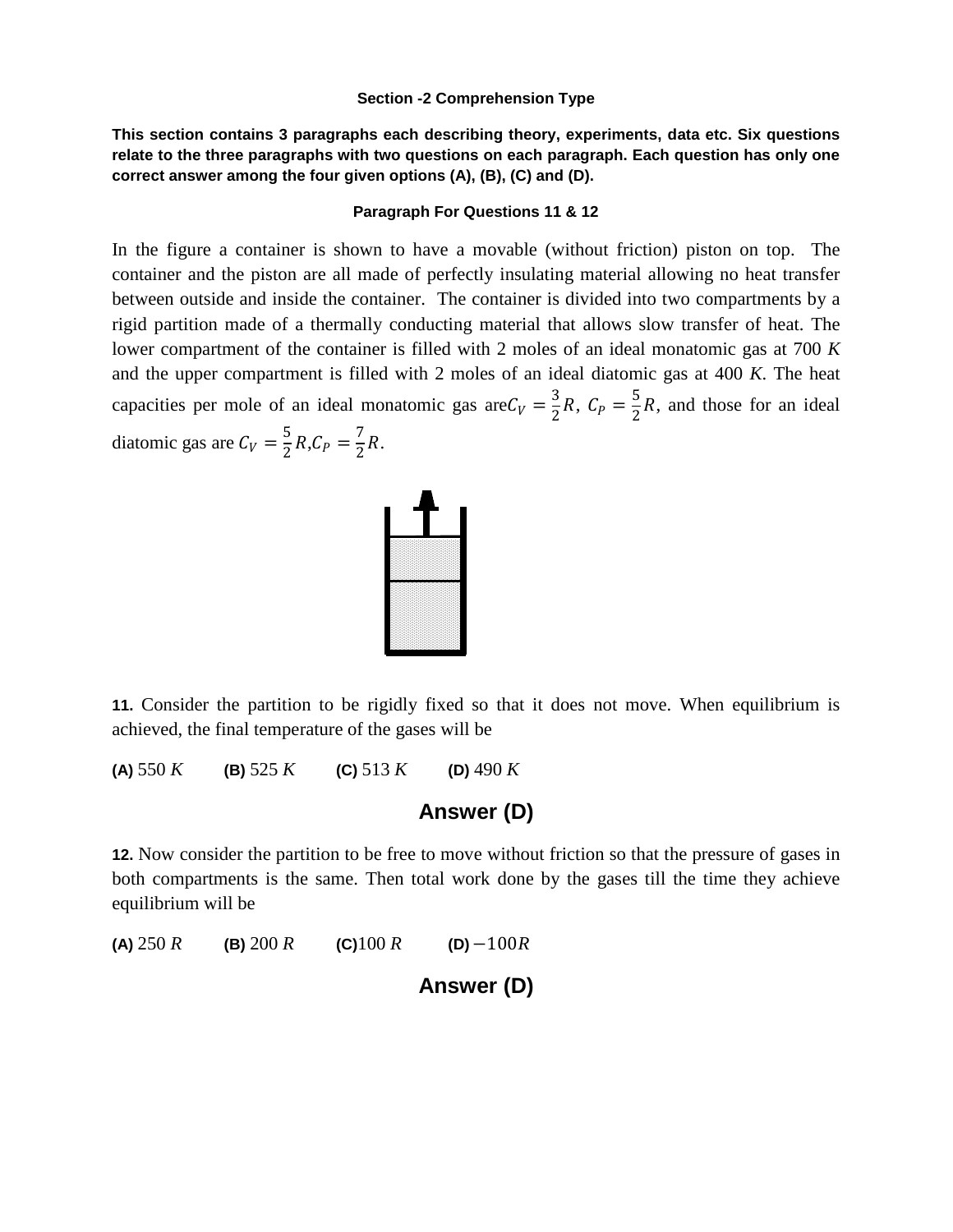### Section -2 Comprehension Type

**This section contains 3 paragraphs each describing theory, experiments, data etc. Six questions relate to the three paragraphs with two questions on each paragraph. Each question has only one correct answer among the four given options (A), (B), (C) and (D).**

#### Paragraph For Questions 11 & 12

In the figure a container is shown to have a movable (without friction) piston on top. The container and the piston are all made of perfectly insulating material allowing no heat transfer between outside and inside the container. The container is divided into two compartments by a rigid partition made of a thermally conducting material that allows slow transfer of heat. The lower compartment of the container is filled with 2 moles of an ideal monatomic gas at 700 $K$ and the upper compartment is filled with 2 moles of an ideal diatomic gas at 400 $K$. The heat capacities per mole of an ideal monatomic gas are $C_V = \frac{3}{2}R$, $C_P = \frac{5}{2}R$, and those for an ideal diatomic gas are $C_V = \frac{5}{2}R$, $C_P = \frac{7}{2}R$.

**11.** Consider the partition to be rigidly fixed so that it does not move. When equilibrium is achieved, the final temperature of the gases will be

**(A)** 550 $K$ **(B)** 525 $K$ **(C)** 513 $K$ **(D)** 490 $K$

## Answer (D)

**12.** Now consider the partition to be free to move without friction so that the pressure of gases in both compartments is the same. Then total work done by the gases till the time they achieve equilibrium will be

**(A)** 250 $R$ **(B)** 200 $R$ **(C)** 100 $R$ **(D)** $-100R$

## Answer (D)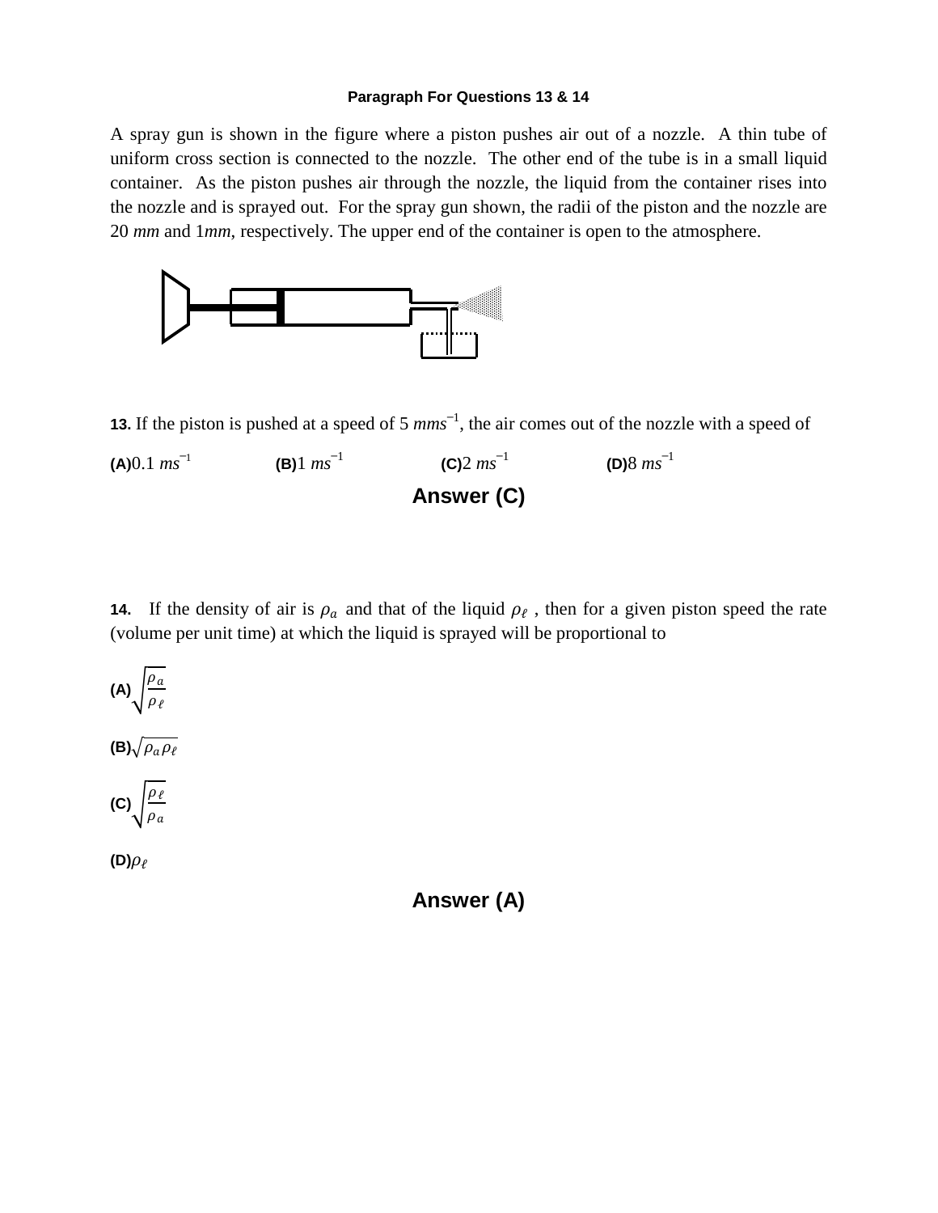**Paragraph For Questions 13 & 14**

A spray gun is shown in the figure where a piston pushes air out of a nozzle. A thin tube of uniform cross section is connected to the nozzle. The other end of the tube is in a small liquid container. As the piston pushes air through the nozzle, the liquid from the container rises into the nozzle and is sprayed out. For the spray gun shown, the radii of the piston and the nozzle are 20 *mm* and 1*mm*, respectively. The upper end of the container is open to the atmosphere.

**13.** If the piston is pushed at a speed of 5 $mms^{-1}$, the air comes out of the nozzle with a speed of

**(A)** $0.1\ ms^{-1}$ **(B)** $1\ ms^{-1}$ **(C)** $2\ ms^{-1}$ **(D)** $8\ ms^{-1}$

**Answer (C)**

**14.** If the density of air is $\rho_a$ and that of the liquid $\rho_\ell$ , then for a given piston speed the rate (volume per unit time) at which the liquid is sprayed will be proportional to

**(A)** $\sqrt{\frac{\rho_a}{\rho_\ell}}$

**(B)** $\sqrt{\rho_a \rho_\ell}$

**(C)** $\sqrt{\frac{\rho_\ell}{\rho_a}}$

**(D)** $\rho_\ell$

**Answer (A)**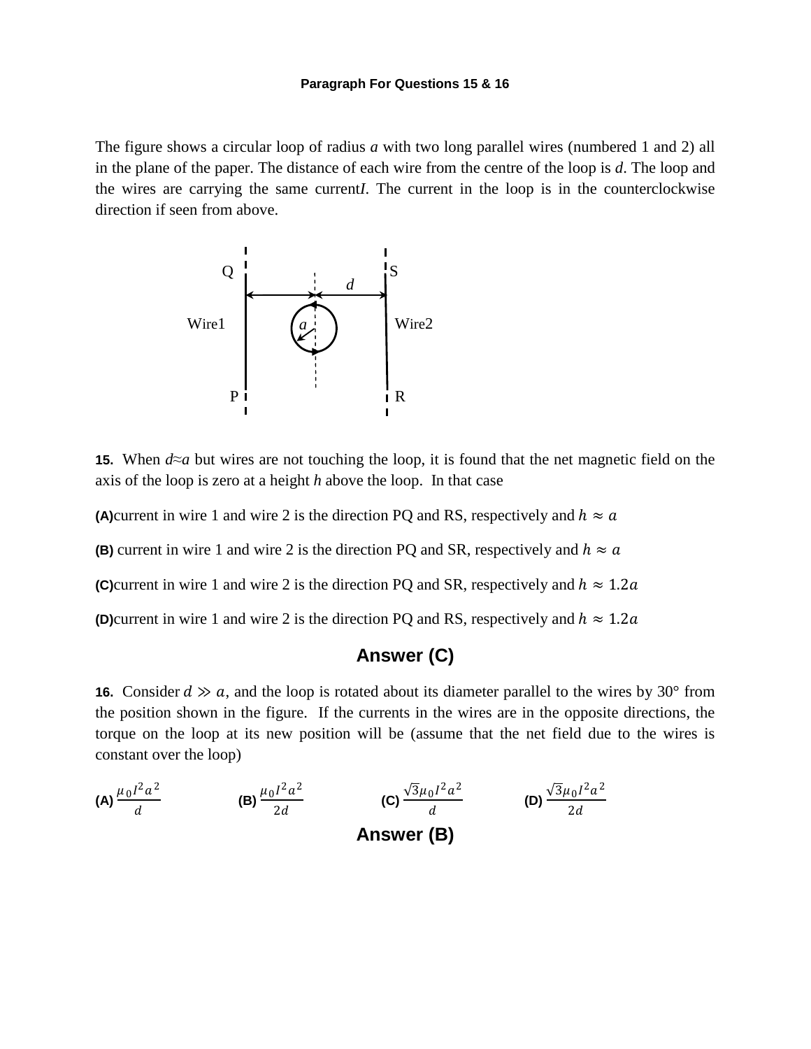**Paragraph For Questions 15 & 16**

The figure shows a circular loop of radius *a* with two long parallel wires (numbered 1 and 2) all in the plane of the paper. The distance of each wire from the centre of the loop is *d*. The loop and the wires are carrying the same current*I*. The current in the loop is in the counterclockwise direction if seen from above.

**15.** When $d \approx a$ but wires are not touching the loop, it is found that the net magnetic field on the axis of the loop is zero at a height *h* above the loop. In that case

**(A)** current in wire 1 and wire 2 is the direction PQ and RS, respectively and $h \approx a$

**(B)** current in wire 1 and wire 2 is the direction PQ and SR, respectively and $h \approx a$

**(C)** current in wire 1 and wire 2 is the direction PQ and SR, respectively and $h \approx 1.2a$

**(D)** current in wire 1 and wire 2 is the direction PQ and RS, respectively and $h \approx 1.2a$

## Answer (C)

**16.** Consider $d \gg a$, and the loop is rotated about its diameter parallel to the wires by 30° from the position shown in the figure. If the currents in the wires are in the opposite directions, the torque on the loop at its new position will be (assume that the net field due to the wires is constant over the loop)

**(A)** $\frac{\mu_0 I^2 a^2}{d}$ **(B)** $\frac{\mu_0 I^2 a^2}{2d}$ **(C)** $\frac{\sqrt{3}\mu_0 I^2 a^2}{d}$ **(D)** $\frac{\sqrt{3}\mu_0 I^2 a^2}{2d}$

## Answer (B)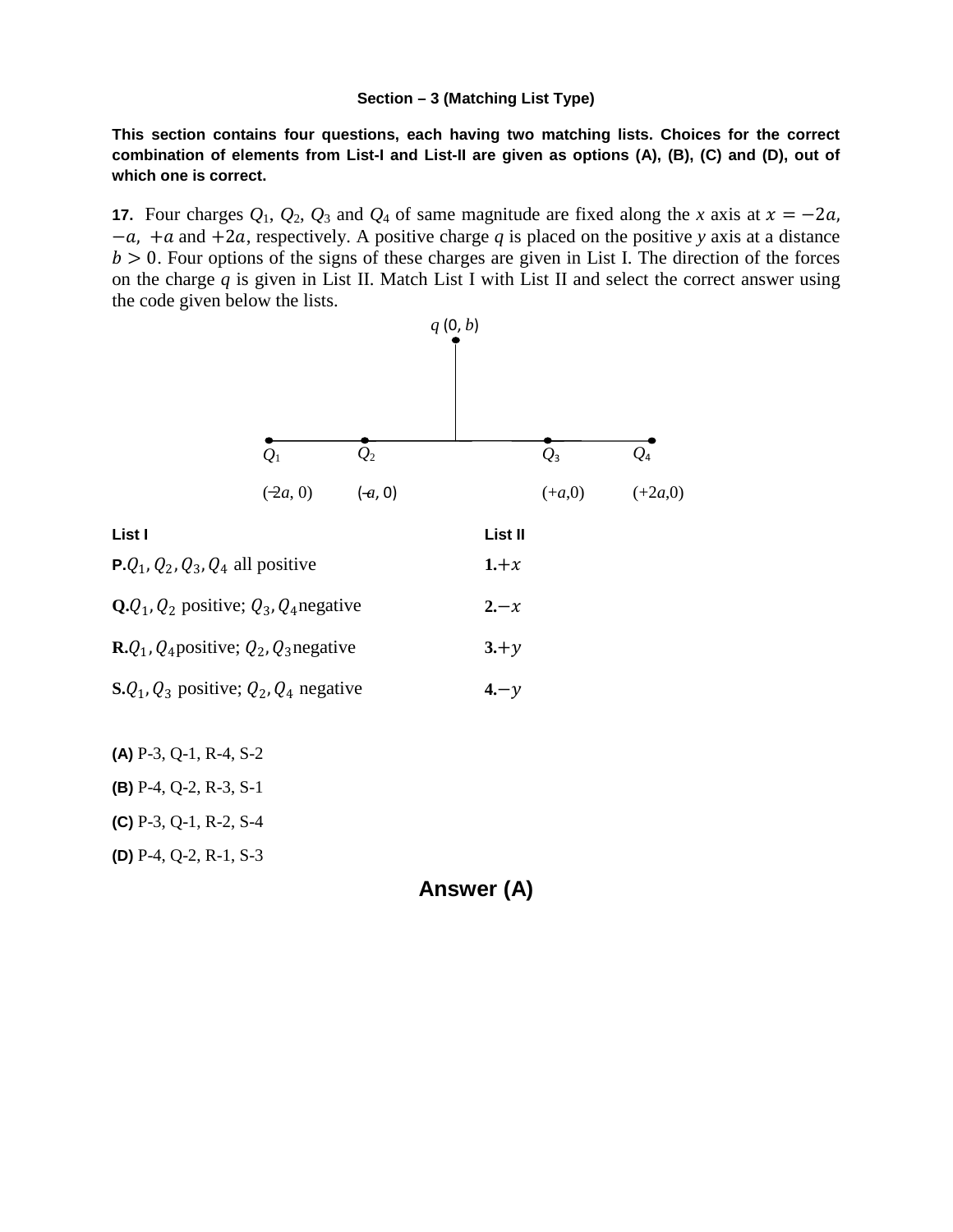### Section – 3 (Matching List Type)

**This section contains four questions, each having two matching lists. Choices for the correct combination of elements from List-I and List-II are given as options (A), (B), (C) and (D), out of which one is correct.**

**17.** Four charges $Q_1$, $Q_2$, $Q_3$ and $Q_4$ of same magnitude are fixed along the $x$ axis at $x = -2a$, $-a$, $+a$ and $+2a$, respectively. A positive charge $q$ is placed on the positive $y$ axis at a distance $b > 0$. Four options of the signs of these charges are given in List I. The direction of the forces on the charge $q$ is given in List II. Match List I with List II and select the correct answer using the code given below the lists.

$q$ (0, $b$)

$Q_1$ $(-2a, 0)$ $Q_2$ $(-a, 0)$ $Q_3$ $(+a, 0)$ $Q_4$ $(+2a, 0)$

| List I | List II |
|---|---|
| **P.** $Q_1, Q_2, Q_3, Q_4$ all positive | **1.** $+x$ |
| **Q.** $Q_1, Q_2$ positive; $Q_3, Q_4$ negative | **2.** $-x$ |
| **R.** $Q_1, Q_4$ positive; $Q_2, Q_3$ negative | **3.** $+y$ |
| **S.** $Q_1, Q_3$ positive; $Q_2, Q_4$ negative | **4.** $-y$ |

**(A)** P-3, Q-1, R-4, S-2

**(B)** P-4, Q-2, R-3, S-1

**(C)** P-3, Q-1, R-2, S-4

**(D)** P-4, Q-2, R-1, S-3

**Answer (A)**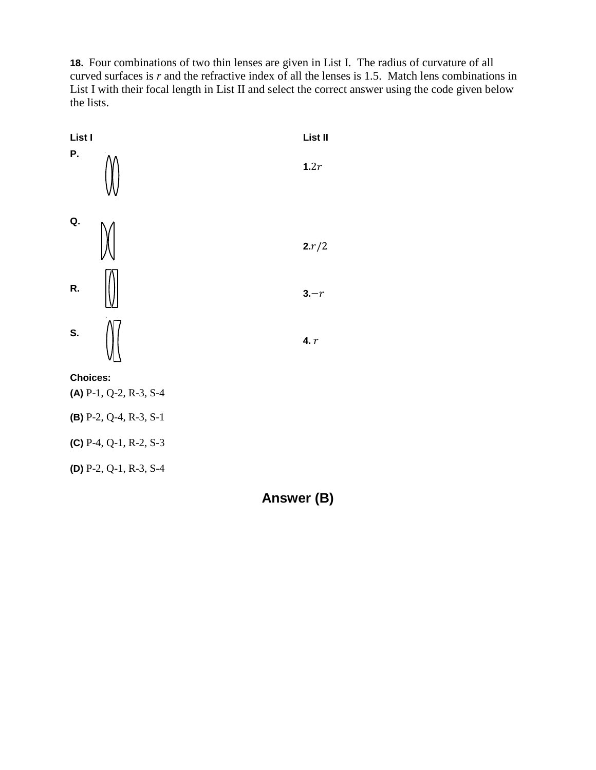**18.** Four combinations of two thin lenses are given in List I. The radius of curvature of all curved surfaces is $r$ and the refractive index of all the lenses is 1.5. Match lens combinations in List I with their focal length in List II and select the correct answer using the code given below the lists.

| List I | List II |
|---|---|
| **P.** | **1.** $2r$ |
| **Q.** | **2.** $r/2$ |
| **R.** | **3.** $-r$ |
| **S.** | **4.** $r$ |

**Choices:**

**(A)** P-1, Q-2, R-3, S-4

**(B)** P-2, Q-4, R-3, S-1

**(C)** P-4, Q-1, R-2, S-3

**(D)** P-2, Q-1, R-3, S-4

**Answer (B)**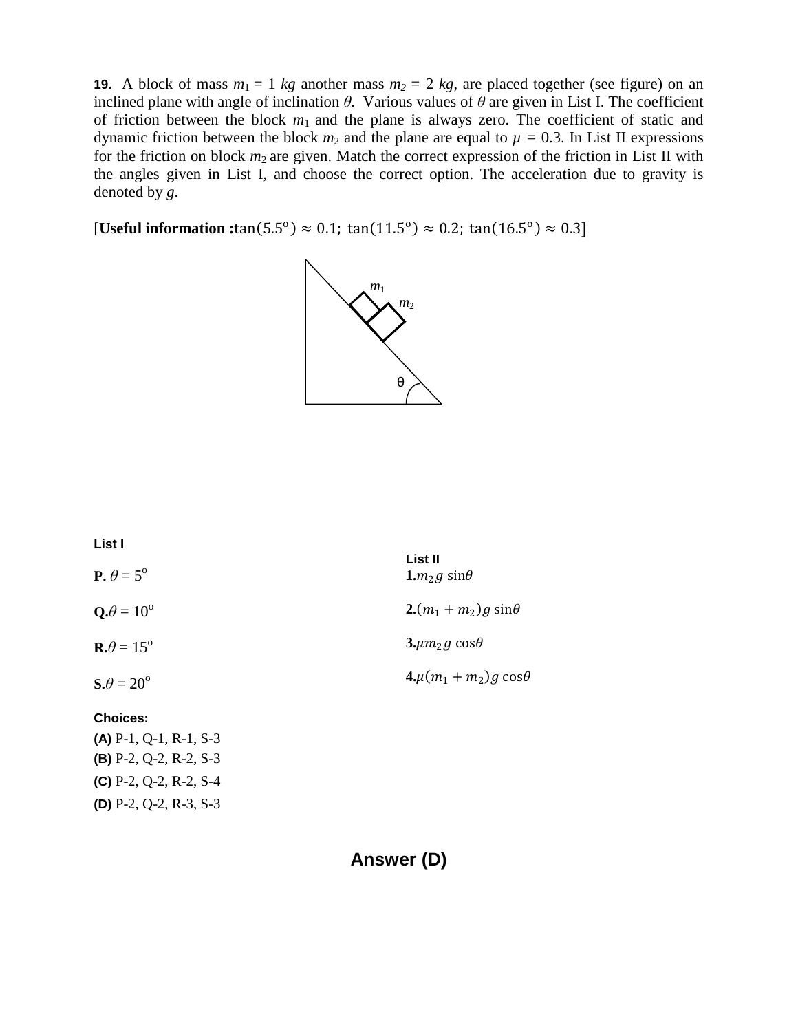**19.** A block of mass $m_1$ = 1 *kg* another mass $m_2$ = 2 *kg*, are placed together (see figure) on an inclined plane with angle of inclination $\theta$. Various values of $\theta$ are given in List I. The coefficient of friction between the block $m_1$ and the plane is always zero. The coefficient of static and dynamic friction between the block $m_2$ and the plane are equal to $\mu$ = 0.3. In List II expressions for the friction on block $m_2$ are given. Match the correct expression of the friction in List II with the angles given in List I, and choose the correct option. The acceleration due to gravity is denoted by $g$.

[**Useful information :** $\tan(5.5^{o}) \approx 0.1;\ \tan(11.5^{o}) \approx 0.2;\ \tan(16.5^{o}) \approx 0.3$]

| List I | List II |
|---|---|
| **P.** $\theta = 5^{o}$ | **1.** $m_2 g \sin\theta$ |
| **Q.** $\theta = 10^{o}$ | **2.** $(m_1 + m_2) g \sin\theta$ |
| **R.** $\theta = 15^{o}$ | **3.** $\mu m_2 g \cos\theta$ |
| **S.** $\theta = 20^{o}$ | **4.** $\mu (m_1 + m_2) g \cos\theta$ |

**Choices:**

**(A)** P-1, Q-1, R-1, S-3

**(B)** P-2, Q-2, R-2, S-3

**(C)** P-2, Q-2, R-2, S-4

**(D)** P-2, Q-2, R-3, S-3

## Answer (D)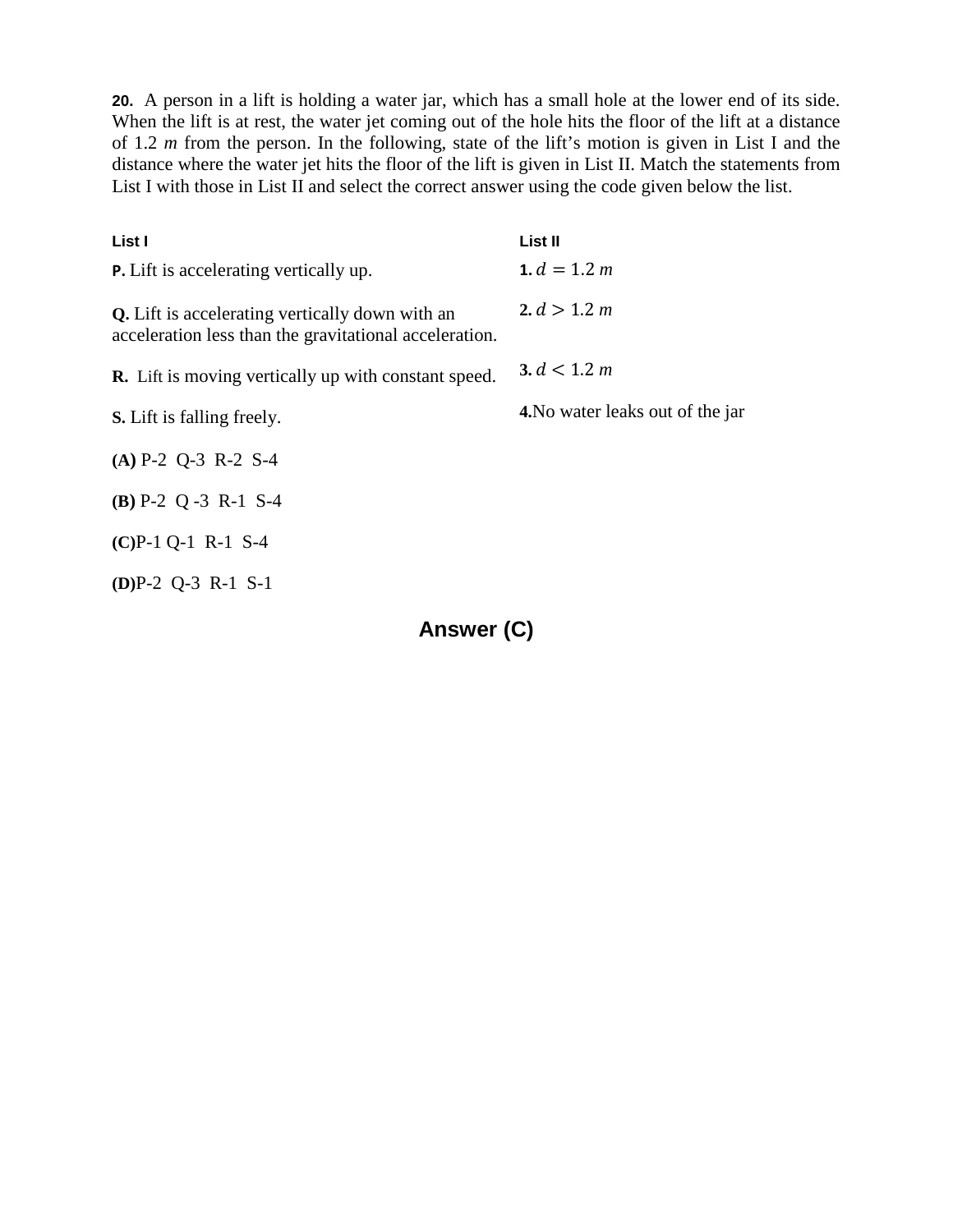**20.** A person in a lift is holding a water jar, which has a small hole at the lower end of its side. When the lift is at rest, the water jet coming out of the hole hits the floor of the lift at a distance of 1.2 *m* from the person. In the following, state of the lift's motion is given in List I and the distance where the water jet hits the floor of the lift is given in List II. Match the statements from List I with those in List II and select the correct answer using the code given below the list.

| **List I** | **List II** |
| --- | --- |
| **P.** Lift is accelerating vertically up. | **1.** $d = 1.2\ m$ |
| **Q.** Lift is accelerating vertically down with an acceleration less than the gravitational acceleration. | **2.** $d > 1.2\ m$ |
| **R.** Lift is moving vertically up with constant speed. | **3.** $d < 1.2\ m$ |
| **S.** Lift is falling freely. | **4.** No water leaks out of the jar |

**(A)** P-2 Q-3 R-2 S-4

**(B)** P-2 Q -3 R-1 S-4

**(C)** P-1 Q-1 R-1 S-4

**(D)** P-2 Q-3 R-1 S-1

**Answer (C)**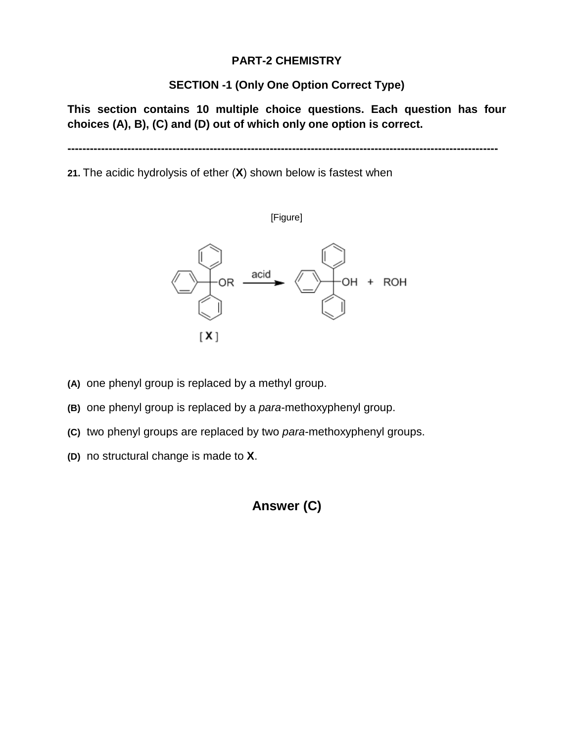**PART-2 CHEMISTRY**

**SECTION -1 (Only One Option Correct Type)**

**This section contains 10 multiple choice questions. Each question has four choices (A), B), (C) and (D) out of which only one option is correct.**

---

**21.** The acidic hydrolysis of ether (**X**) shown below is fastest when

[Figure]

**(A)** one phenyl group is replaced by a methyl group.

**(B)** one phenyl group is replaced by a *para*-methoxyphenyl group.

**(C)** two phenyl groups are replaced by two *para*-methoxyphenyl groups.

**(D)** no structural change is made to **X**.

**Answer (C)**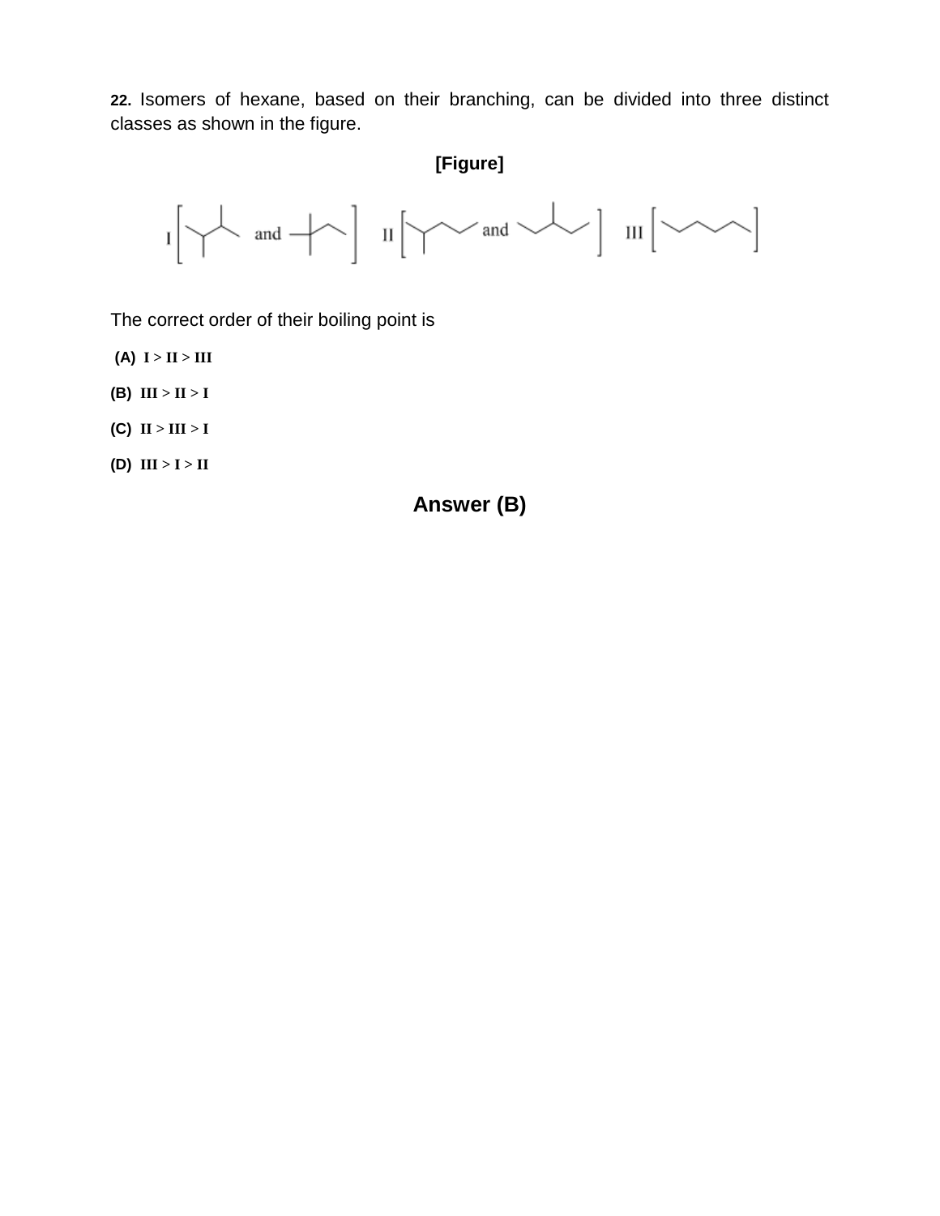**22.** Isomers of hexane, based on their branching, can be divided into three distinct classes as shown in the figure.

**[Figure]**

I [ and ] II [ and ] III [ ]

The correct order of their boiling point is

**(A)** I > II > III

**(B)** III > II > I

**(C)** II > III > I

**(D)** III > I > II

**Answer (B)**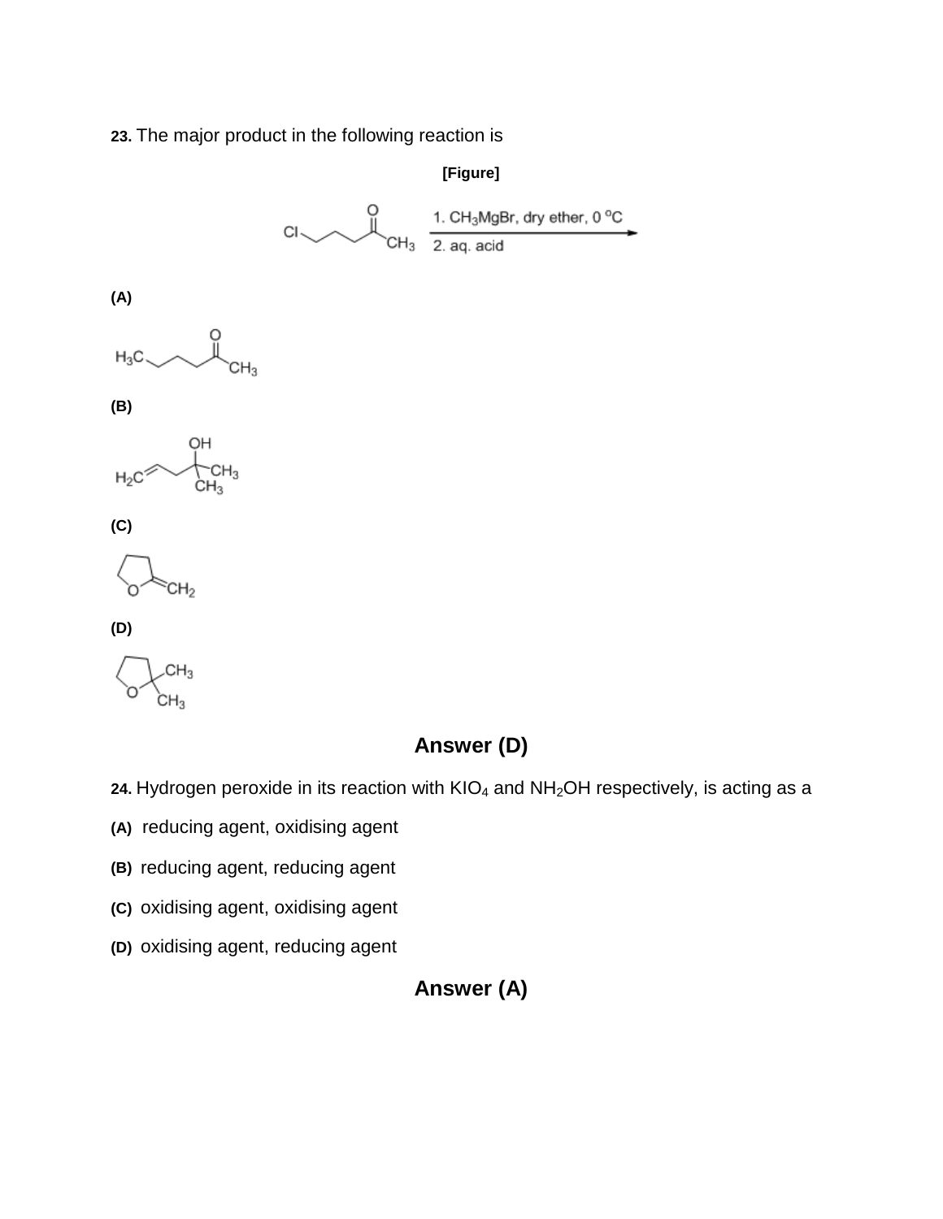**23.** The major product in the following reaction is

**[Figure]**

**(A)**

**(B)**

**(C)**

**(D)**

## Answer (D)

**24.** Hydrogen peroxide in its reaction with $KIO_4$ and $NH_2OH$ respectively, is acting as a

**(A)** reducing agent, oxidising agent

**(B)** reducing agent, reducing agent

**(C)** oxidising agent, oxidising agent

**(D)** oxidising agent, reducing agent

## Answer (A)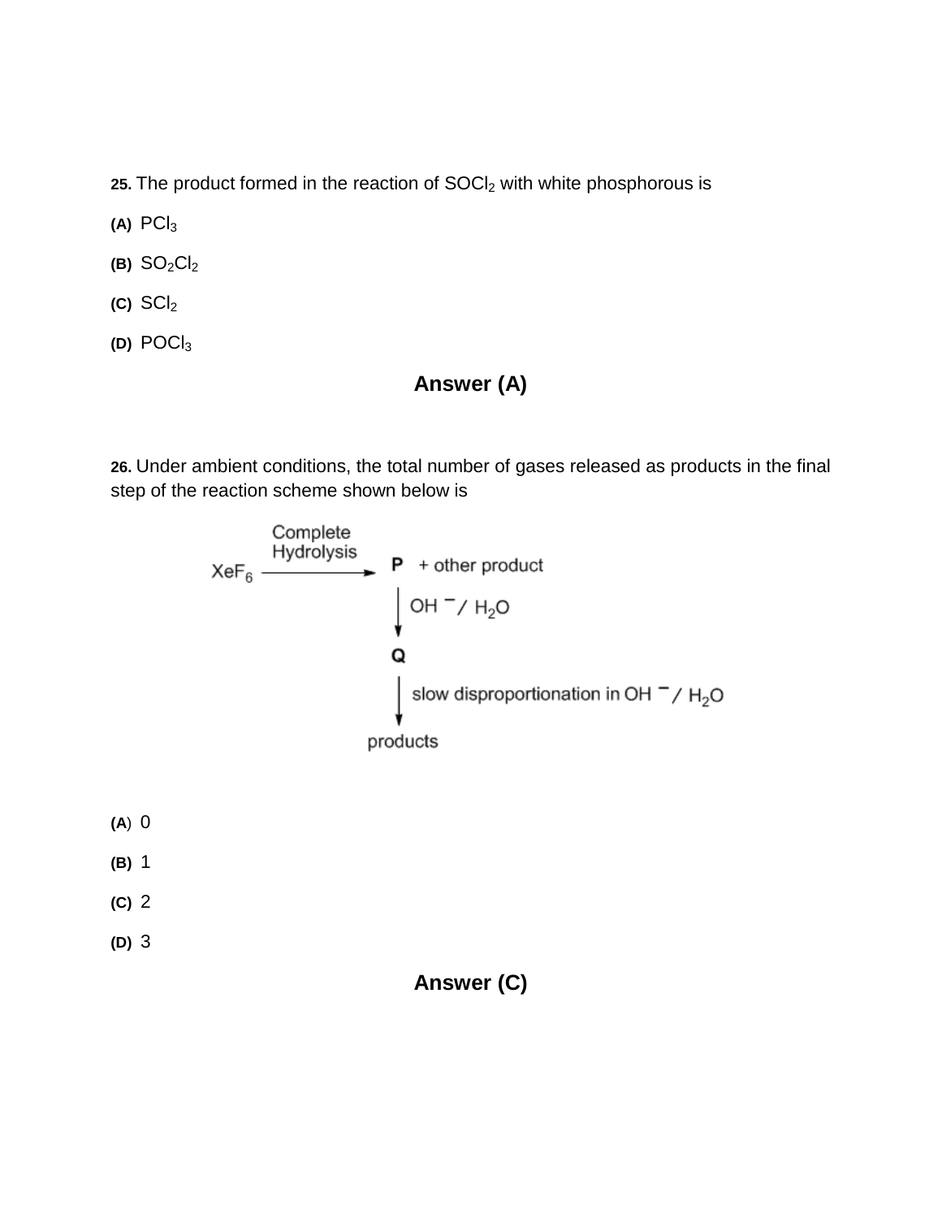**25.** The product formed in the reaction of $SOCl_2$ with white phosphorous is

**(A)** $PCl_3$

**(B)** $SO_2Cl_2$

**(C)** $SCl_2$

**(D)** $POCl_3$

**Answer (A)**

**26.** Under ambient conditions, the total number of gases released as products in the final step of the reaction scheme shown below is

$$XeF_6 \xrightarrow{\text{Complete Hydrolysis}} \mathbf{P} + \text{other product}$$

$$\mathbf{P} \xrightarrow{OH^- / H_2O} \mathbf{Q}$$

$$\mathbf{Q} \xrightarrow{\text{slow disproportionation in } OH^- / H_2O} \text{products}$$

**(A)** 0

**(B)** 1

**(C)** 2

**(D)** 3

**Answer (C)**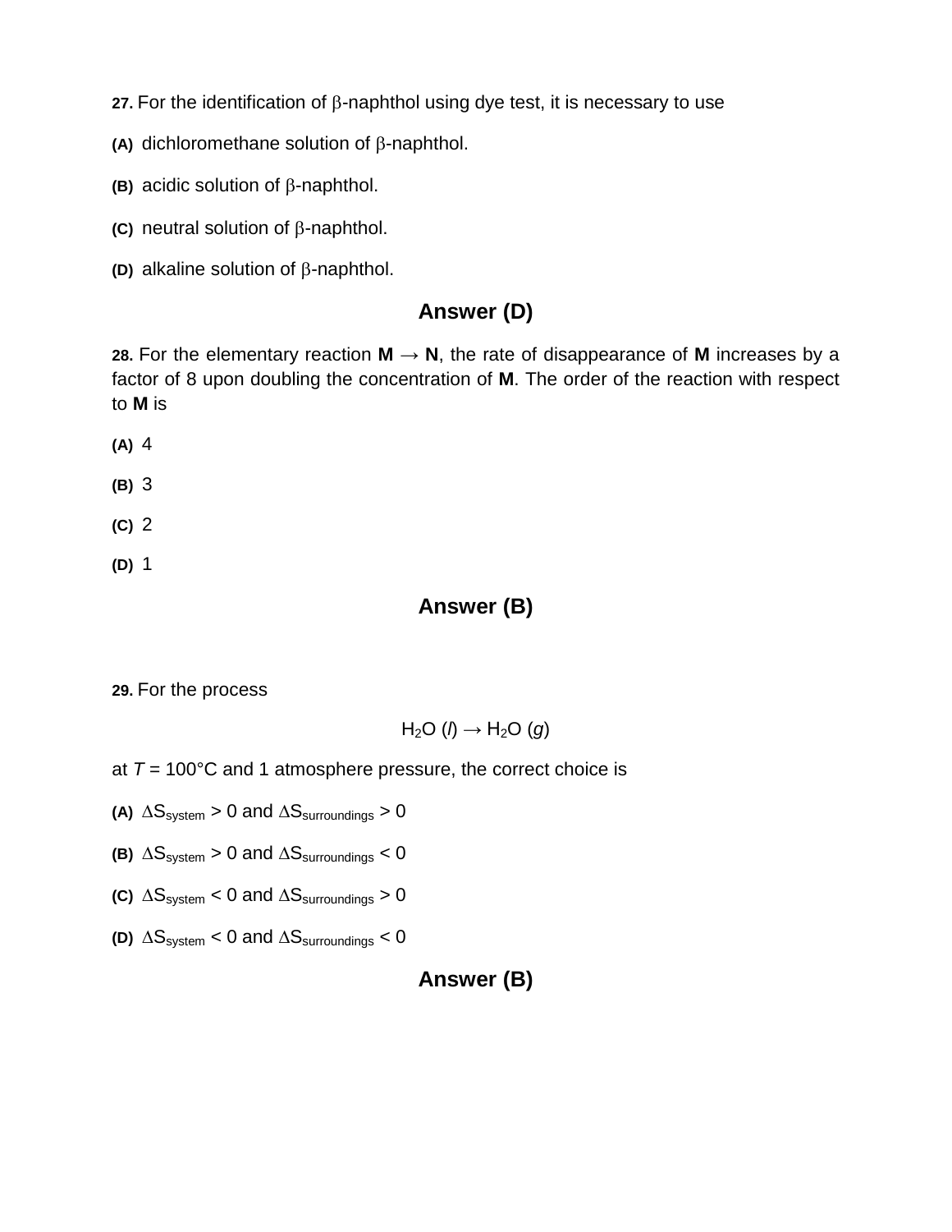**27.** For the identification of β-naphthol using dye test, it is necessary to use

**(A)** dichloromethane solution of β-naphthol.

**(B)** acidic solution of β-naphthol.

**(C)** neutral solution of β-naphthol.

**(D)** alkaline solution of β-naphthol.

**Answer (D)**

**28.** For the elementary reaction **M** → **N**, the rate of disappearance of **M** increases by a factor of 8 upon doubling the concentration of **M**. The order of the reaction with respect to **M** is

**(A)** 4

**(B)** 3

**(C)** 2

**(D)** 1

**Answer (B)**

**29.** For the process

$$H_2O\ (l) \rightarrow H_2O\ (g)$$

at $T$ = 100°C and 1 atmosphere pressure, the correct choice is

**(A)** $\Delta S_{system} > 0$ and $\Delta S_{surroundings} > 0$

**(B)** $\Delta S_{system} > 0$ and $\Delta S_{surroundings} < 0$

**(C)** $\Delta S_{system} < 0$ and $\Delta S_{surroundings} > 0$

**(D)** $\Delta S_{system} < 0$ and $\Delta S_{surroundings} < 0$

**Answer (B)**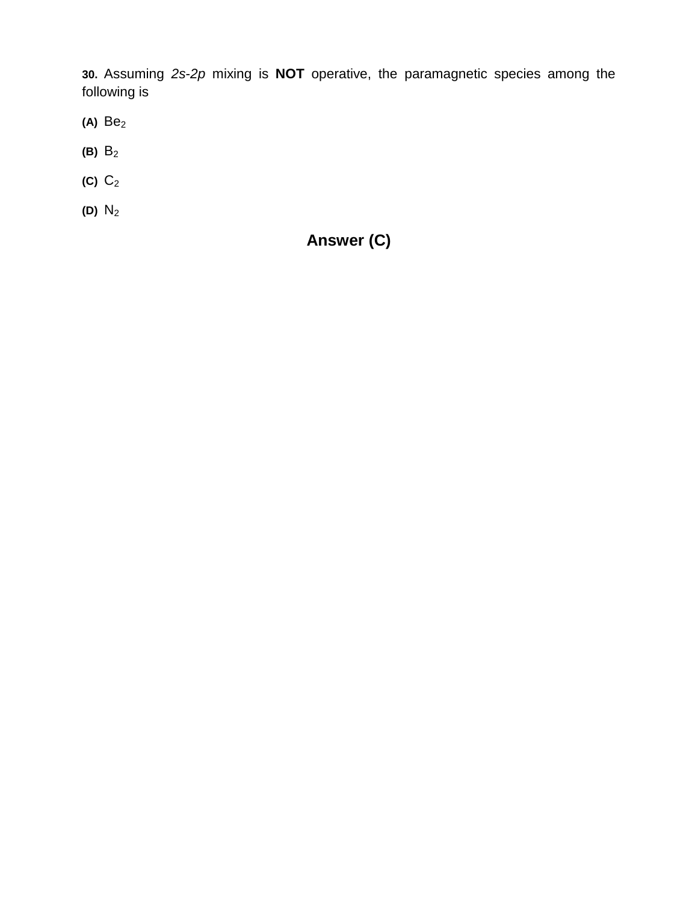**30.** Assuming *2s-2p* mixing is **NOT** operative, the paramagnetic species among the following is

**(A)** $Be_2$

**(B)** $B_2$

**(C)** $C_2$

**(D)** $N_2$

**Answer (C)**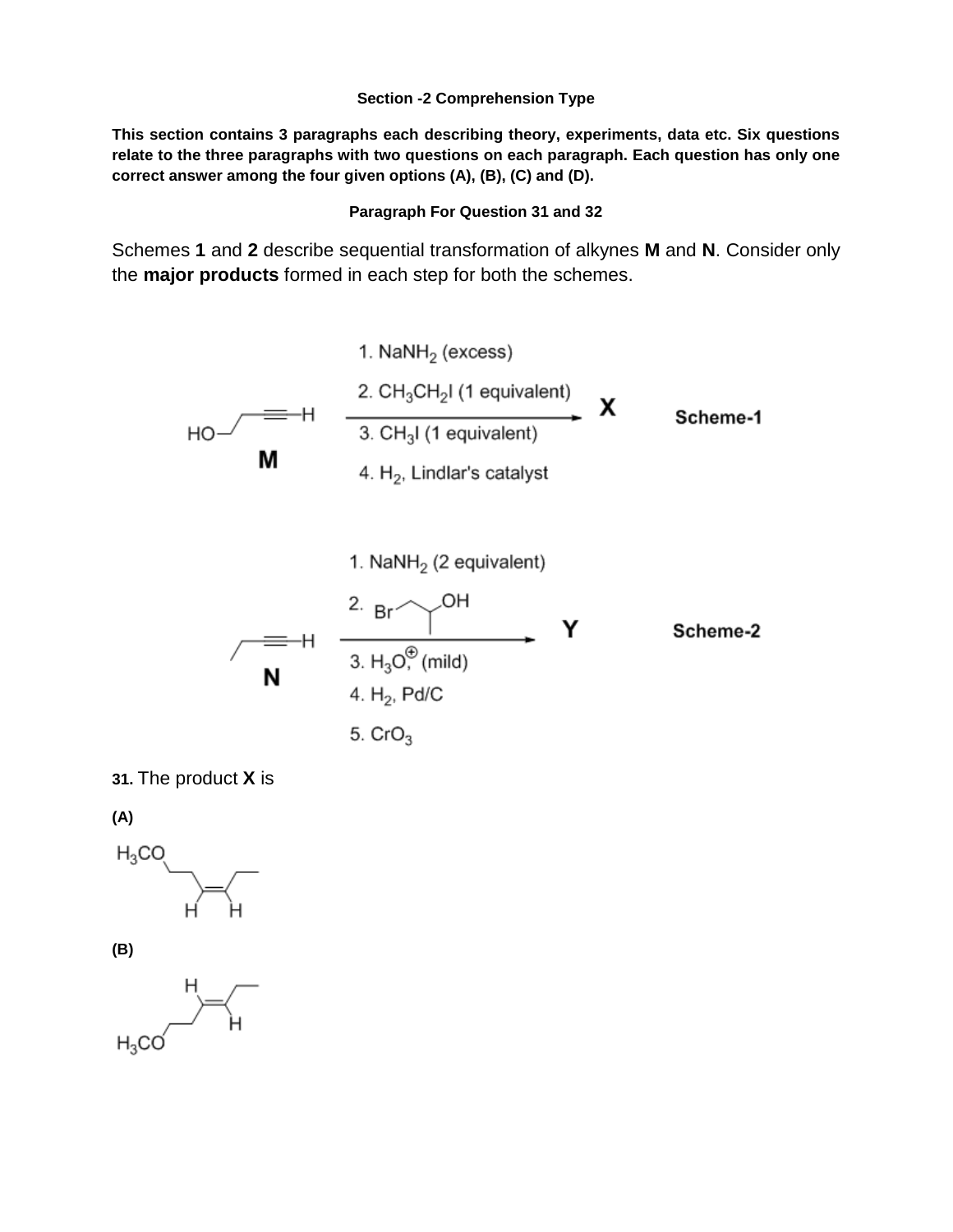### Section -2 Comprehension Type

**This section contains 3 paragraphs each describing theory, experiments, data etc. Six questions relate to the three paragraphs with two questions on each paragraph. Each question has only one correct answer among the four given options (A), (B), (C) and (D).**

**Paragraph For Question 31 and 32**

Schemes **1** and **2** describe sequential transformation of alkynes **M** and **N**. Consider only the **major products** formed in each step for both the schemes.

**Scheme-1:** HO–CH$_2$CH$_2$–C≡C–H (**M**) → **X**

1. $NaNH_2$ (excess)
2. $CH_3CH_2I$ (1 equivalent)
3. $CH_3I$ (1 equivalent)
4. $H_2$, Lindlar's catalyst

**Scheme-2:** CH$_3$CH$_2$–C≡C–H (**N**) → **Y**

1. $NaNH_2$ (2 equivalent)
2. Br–CH$_2$–CH(CH$_3$)–OH
3. $H_3O^{\oplus}$ (mild)
4. $H_2$, Pd/C
5. $CrO_3$

**31.** The product **X** is

**(A)** $H_3CO$–CH$_2$CH$_2$–CH=CH–CH$_2$CH$_3$ (cis; both H on same side)

**(B)** $H_3CO$–CH$_2$CH$_2$–CH=CH–CH$_2$CH$_3$ (trans; H on opposite sides)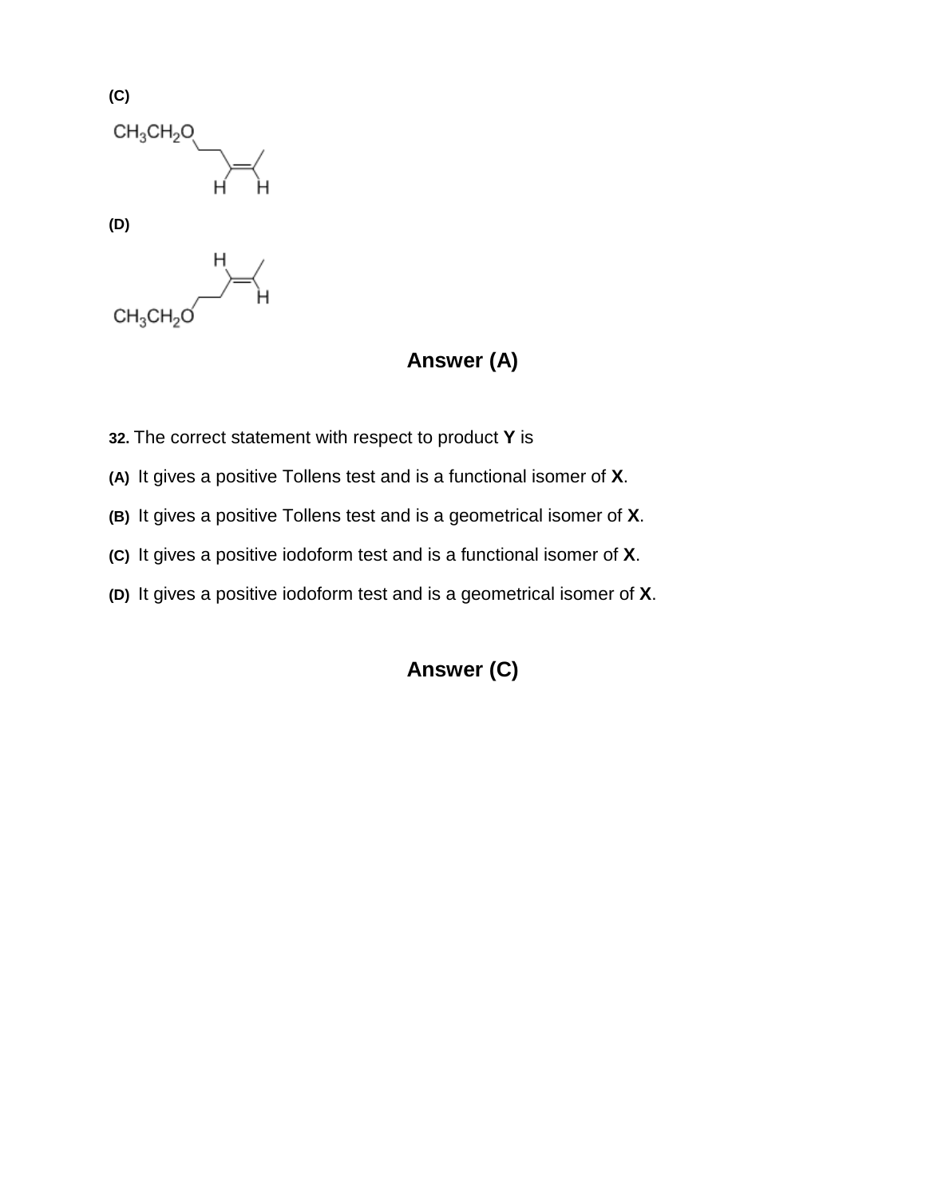**(C)**

$CH_3CH_2O$

**(D)**

$CH_3CH_2O$

## Answer (A)

**32.** The correct statement with respect to product **Y** is

**(A)** It gives a positive Tollens test and is a functional isomer of **X**.

**(B)** It gives a positive Tollens test and is a geometrical isomer of **X**.

**(C)** It gives a positive iodoform test and is a functional isomer of **X**.

**(D)** It gives a positive iodoform test and is a geometrical isomer of **X**.

## Answer (C)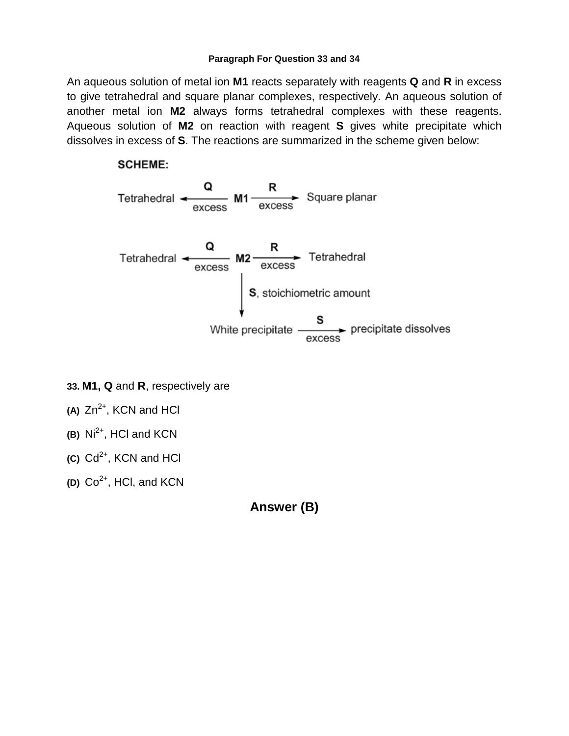**Paragraph For Question 33 and 34**

An aqueous solution of metal ion **M1** reacts separately with reagents **Q** and **R** in excess to give tetrahedral and square planar complexes, respectively. An aqueous solution of another metal ion **M2** always forms tetrahedral complexes with these reagents. Aqueous solution of **M2** on reaction with reagent **S** gives white precipitate which dissolves in excess of **S**. The reactions are summarized in the scheme given below:

**SCHEME:**

$$\text{Tetrahedral} \xleftarrow[\text{excess}]{\textbf{Q}} \textbf{M1} \xrightarrow[\text{excess}]{\textbf{R}} \text{Square planar}$$

$$\text{Tetrahedral} \xleftarrow[\text{excess}]{\textbf{Q}} \textbf{M2} \xrightarrow[\text{excess}]{\textbf{R}} \text{Tetrahedral}$$

$$\textbf{M2} \xrightarrow{\textbf{S}\text{, stoichiometric amount}} \text{White precipitate} \xrightarrow[\text{excess}]{\textbf{S}} \text{precipitate dissolves}$$

**33.** **M1, Q** and **R**, respectively are

**(A)** $Zn^{2+}$, KCN and HCl

**(B)** $Ni^{2+}$, HCl and KCN

**(C)** $Cd^{2+}$, KCN and HCl

**(D)** $Co^{2+}$, HCl, and KCN

**Answer (B)**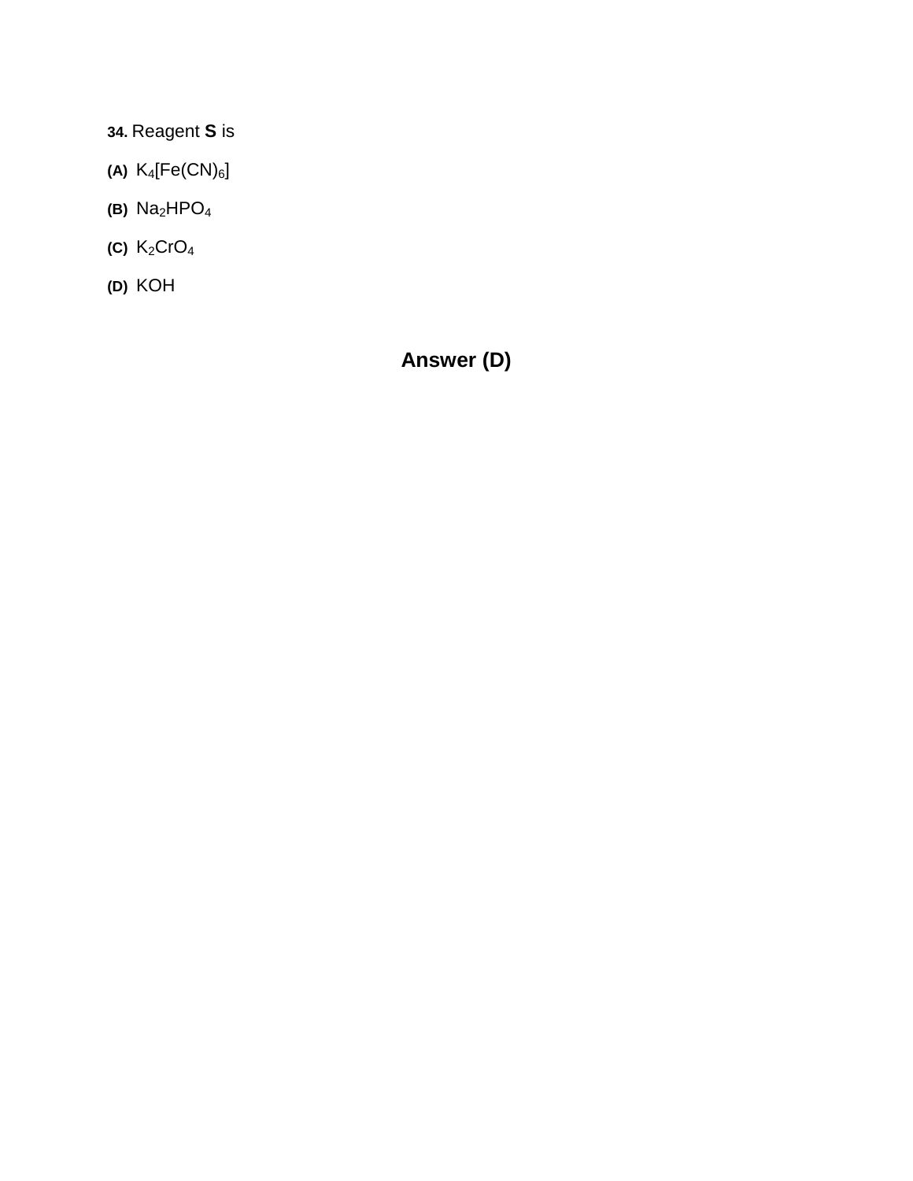**34.** Reagent **S** is

**(A)** $K_4[Fe(CN)_6]$

**(B)** $Na_2HPO_4$

**(C)** $K_2CrO_4$

**(D)** KOH

**Answer (D)**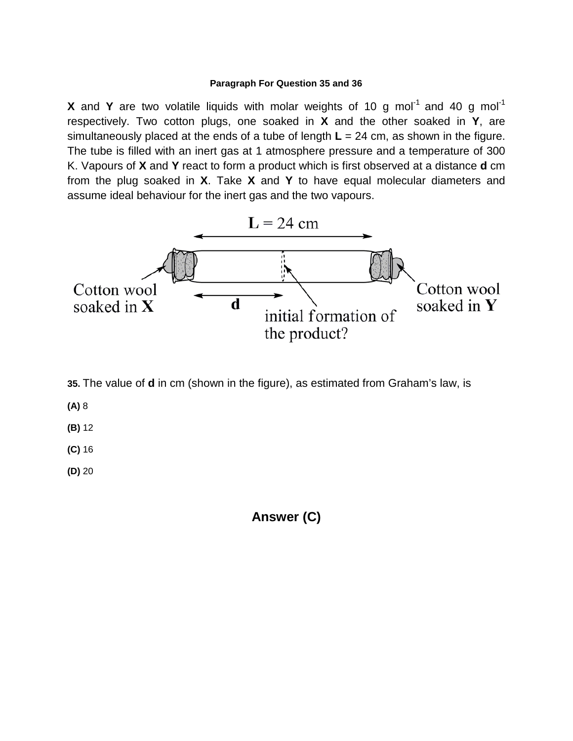**Paragraph For Question 35 and 36**

**X** and **Y** are two volatile liquids with molar weights of 10 g mol$^{-1}$ and 40 g mol$^{-1}$ respectively. Two cotton plugs, one soaked in **X** and the other soaked in **Y**, are simultaneously placed at the ends of a tube of length **L** = 24 cm, as shown in the figure. The tube is filled with an inert gas at 1 atmosphere pressure and a temperature of 300 K. Vapours of **X** and **Y** react to form a product which is first observed at a distance **d** cm from the plug soaked in **X**. Take **X** and **Y** to have equal molecular diameters and assume ideal behaviour for the inert gas and the two vapours.

**L** = 24 cm

Cotton wool soaked in **X**

**d**

initial formation of the product?

Cotton wool soaked in **Y**

**35.** The value of **d** in cm (shown in the figure), as estimated from Graham's law, is

**(A)** 8

**(B)** 12

**(C)** 16

**(D)** 20

**Answer (C)**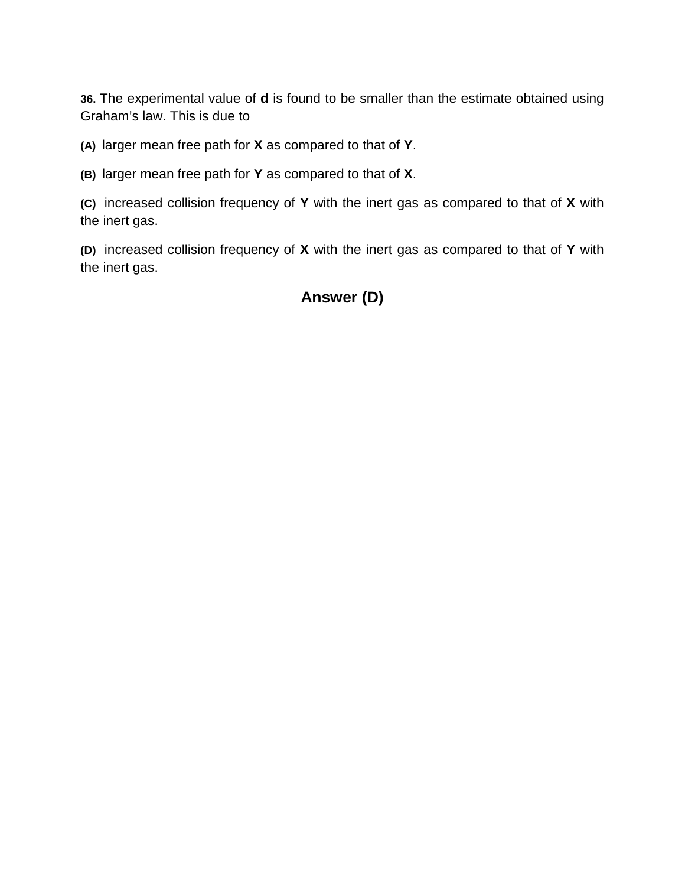**36.** The experimental value of **d** is found to be smaller than the estimate obtained using Graham's law. This is due to

**(A)** larger mean free path for **X** as compared to that of **Y**.

**(B)** larger mean free path for **Y** as compared to that of **X**.

**(C)** increased collision frequency of **Y** with the inert gas as compared to that of **X** with the inert gas.

**(D)** increased collision frequency of **X** with the inert gas as compared to that of **Y** with the inert gas.

**Answer (D)**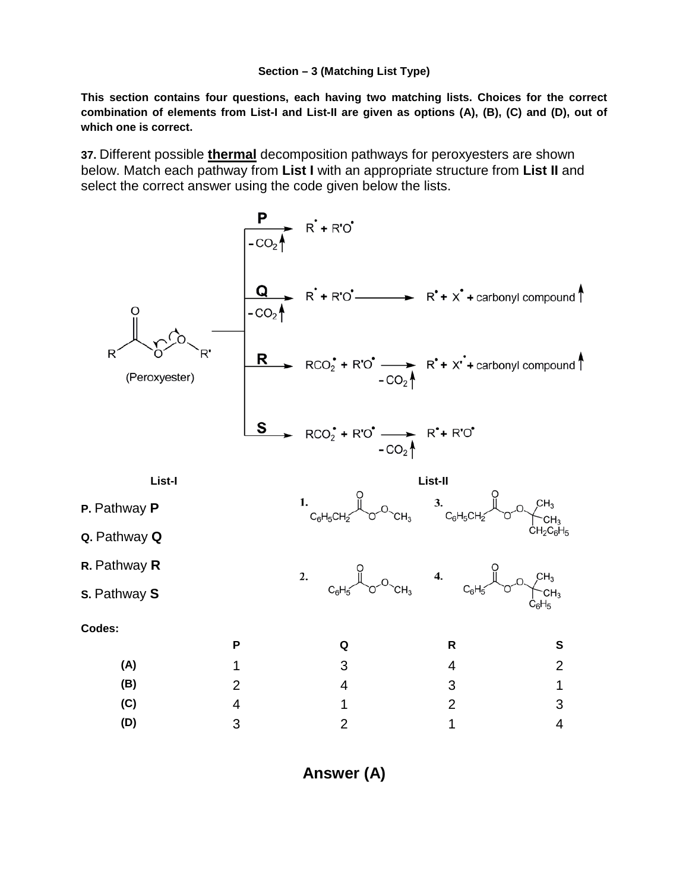**Section – 3 (Matching List Type)**

**This section contains four questions, each having two matching lists. Choices for the correct combination of elements from List-I and List-II are given as options (A), (B), (C) and (D), out of which one is correct.**

**37.** Different possible **thermal** decomposition pathways for peroxyesters are shown below. Match each pathway from **List I** with an appropriate structure from **List II** and select the correct answer using the code given below the lists.

(Peroxyester)

**P** $\xrightarrow{-CO_2\uparrow}$ $R^{\bullet} + R'O^{\bullet}$

**Q** $\xrightarrow{-CO_2\uparrow}$ $R^{\bullet} + R'O^{\bullet} \longrightarrow R^{\bullet} + X^{\bullet} +$ carbonyl compound $\uparrow$

**R** $\longrightarrow$ $RCO_2^{\bullet} + R'O^{\bullet} \xrightarrow{-CO_2\uparrow} R^{\bullet} + X'^{\bullet} +$ carbonyl compound $\uparrow$

**S** $\longrightarrow$ $RCO_2^{\bullet} + R'O^{\bullet} \xrightarrow{-CO_2\uparrow} R^{\bullet} + R'O^{\bullet}$

**List-I**

**P.** Pathway **P**

**Q.** Pathway **Q**

**R.** Pathway **R**

**S.** Pathway **S**

**List-II**

1. $C_6H_5CH_2C(=O)O{-}O{-}CH_3$

2. $C_6H_5C(=O)O{-}O{-}CH_3$

3. $C_6H_5CH_2C(=O)O{-}O{-}C(CH_3)_2CH_2C_6H_5$

4. $C_6H_5C(=O)O{-}O{-}C(CH_3)_2C_6H_5$

**Codes:**

| | P | Q | R | S |
|---|---|---|---|---|
| **(A)** | 1 | 3 | 4 | 2 |
| **(B)** | 2 | 4 | 3 | 1 |
| **(C)** | 4 | 1 | 2 | 3 |
| **(D)** | 3 | 2 | 1 | 4 |

**Answer (A)**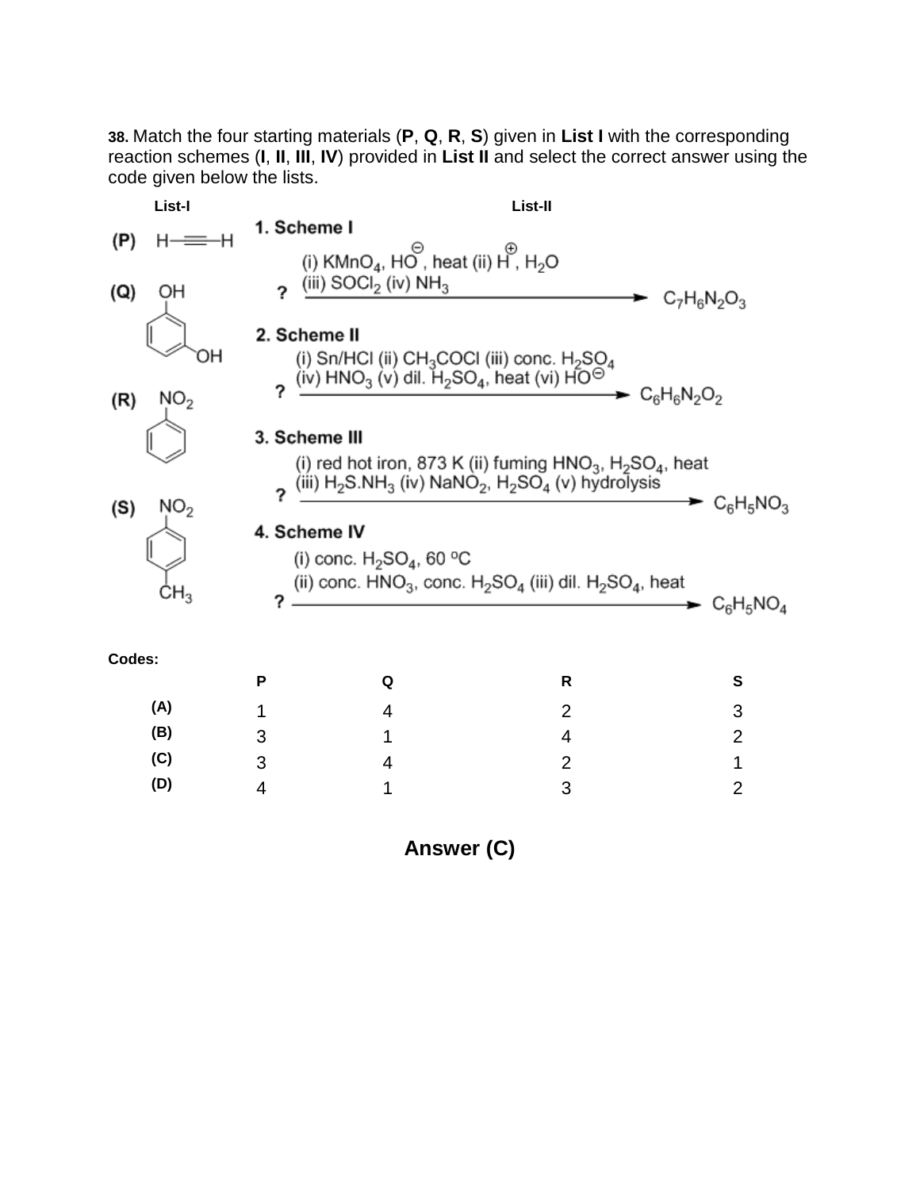**38.** Match the four starting materials (**P**, **Q**, **R**, **S**) given in **List I** with the corresponding reaction schemes (**I**, **II**, **III**, **IV**) provided in **List II** and select the correct answer using the code given below the lists.

**List-I**

(P) H—≡—H

(Q) OH-substituted benzene with a second OH (1,3-dihydroxybenzene)

(R) $NO_2$-substituted benzene (nitrobenzene)

(S) $NO_2$ and $CH_3$ para-substituted benzene (4-nitrotoluene)

**List-II**

1. **Scheme I**

(i) $KMnO_4$, $HO^{\ominus}$, heat (ii) $H^{\oplus}$, $H_2O$ (iii) $SOCl_2$ (iv) $NH_3$

? ⟶ $C_7H_6N_2O_3$

2. **Scheme II**

(i) Sn/HCl (ii) $CH_3COCl$ (iii) conc. $H_2SO_4$ (iv) $HNO_3$ (v) dil. $H_2SO_4$, heat (vi) $HO^{\ominus}$

? ⟶ $C_6H_6N_2O_2$

3. **Scheme III**

(i) red hot iron, 873 K (ii) fuming $HNO_3$, $H_2SO_4$, heat (iii) $H_2S.NH_3$ (iv) $NaNO_2$, $H_2SO_4$ (v) hydrolysis

? ⟶ $C_6H_5NO_3$

4. **Scheme IV**

(i) conc. $H_2SO_4$, 60 °C (ii) conc. $HNO_3$, conc. $H_2SO_4$ (iii) dil. $H_2SO_4$, heat

? ⟶ $C_6H_5NO_4$

**Codes:**

| | P | Q | R | S |
|---|---|---|---|---|
| (A) | 1 | 4 | 2 | 3 |
| (B) | 3 | 1 | 4 | 2 |
| (C) | 3 | 4 | 2 | 1 |
| (D) | 4 | 1 | 3 | 2 |

**Answer (C)**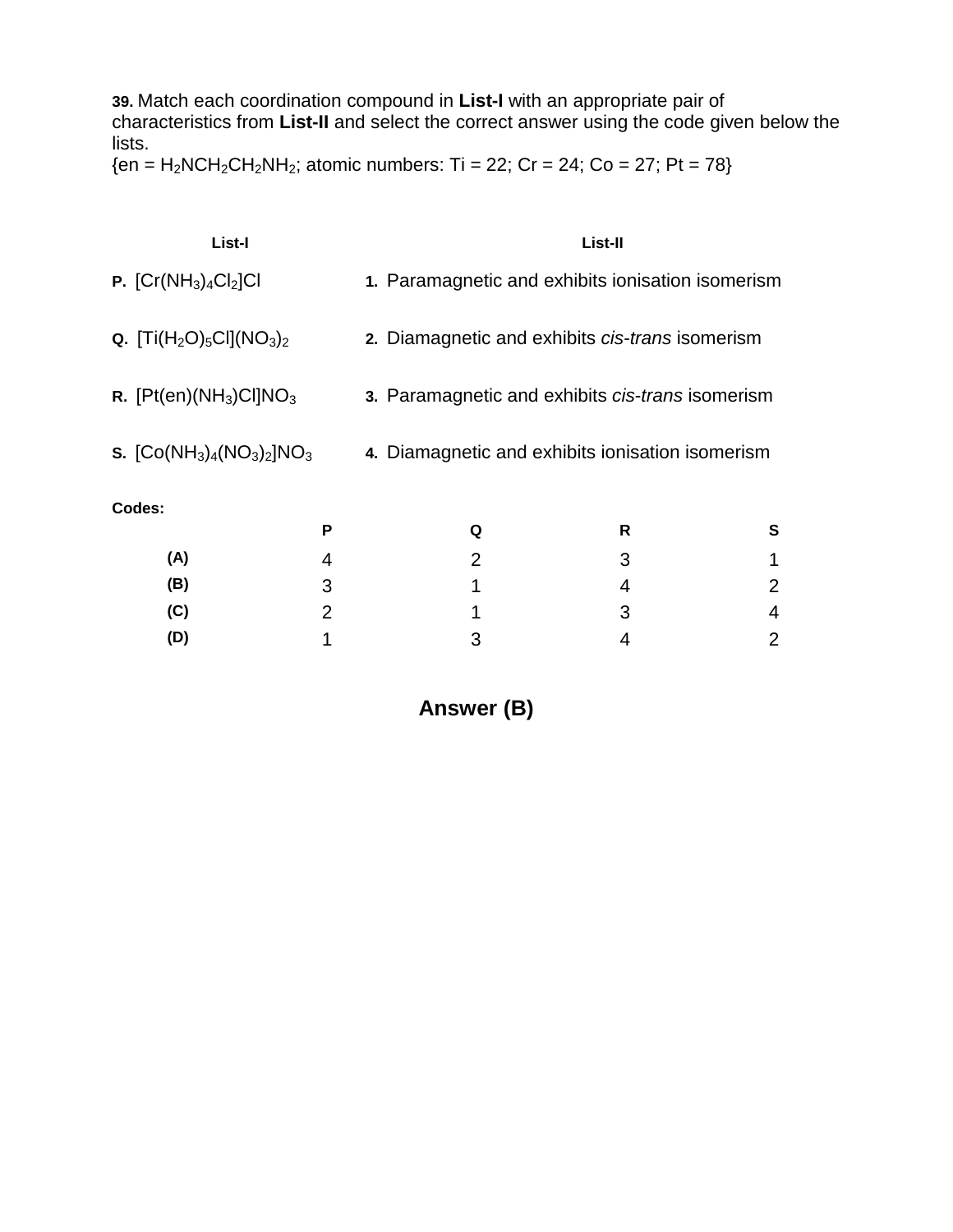**39.** Match each coordination compound in **List-I** with an appropriate pair of characteristics from **List-II** and select the correct answer using the code given below the lists.
{en = $H_2NCH_2CH_2NH_2$; atomic numbers: Ti = 22; Cr = 24; Co = 27; Pt = 78}

| List-I | List-II |
|---|---|
| **P.** $[Cr(NH_3)_4Cl_2]Cl$ | **1.** Paramagnetic and exhibits ionisation isomerism |
| **Q.** $[Ti(H_2O)_5Cl](NO_3)_2$ | **2.** Diamagnetic and exhibits *cis-trans* isomerism |
| **R.** $[Pt(en)(NH_3)Cl]NO_3$ | **3.** Paramagnetic and exhibits *cis-trans* isomerism |
| **S.** $[Co(NH_3)_4(NO_3)_2]NO_3$ | **4.** Diamagnetic and exhibits ionisation isomerism |

**Codes:**

| | P | Q | R | S |
|---|---|---|---|---|
| **(A)** | 4 | 2 | 3 | 1 |
| **(B)** | 3 | 1 | 4 | 2 |
| **(C)** | 2 | 1 | 3 | 4 |
| **(D)** | 1 | 3 | 4 | 2 |

**Answer (B)**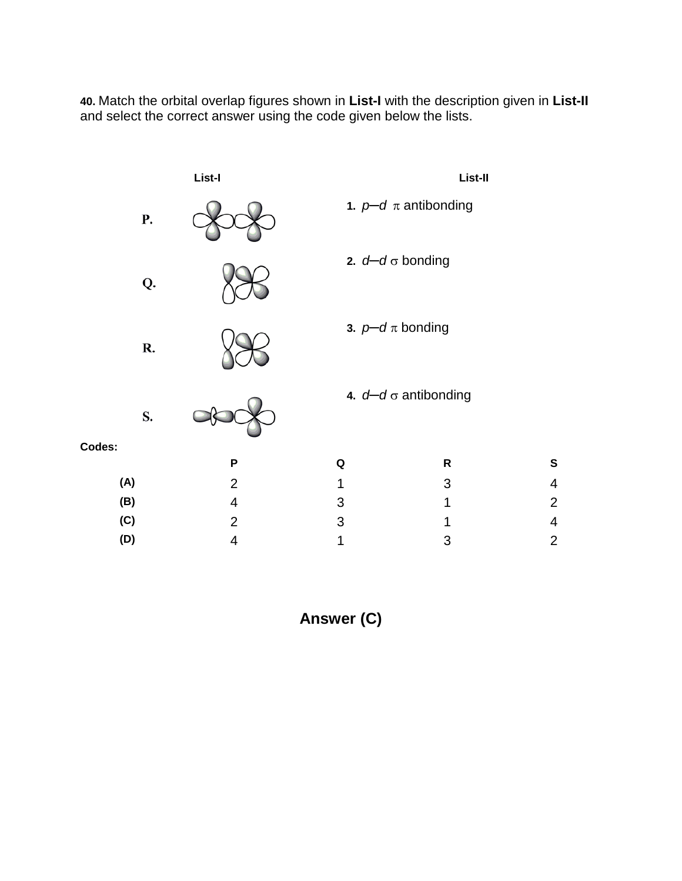**40.** Match the orbital overlap figures shown in **List-I** with the description given in **List-II** and select the correct answer using the code given below the lists.

| List-I | List-II |
|---|---|
| **P.** | 1. *p*–*d* $\pi$ antibonding |
| **Q.** | 2. *d*–*d* $\sigma$ bonding |
| **R.** | 3. *p*–*d* $\pi$ bonding |
| **S.** | 4. *d*–*d* $\sigma$ antibonding |

**Codes:**

| | P | Q | R | S |
|---|---|---|---|---|
| (A) | 2 | 1 | 3 | 4 |
| (B) | 4 | 3 | 1 | 2 |
| (C) | 2 | 3 | 1 | 4 |
| (D) | 4 | 1 | 3 | 2 |

**Answer (C)**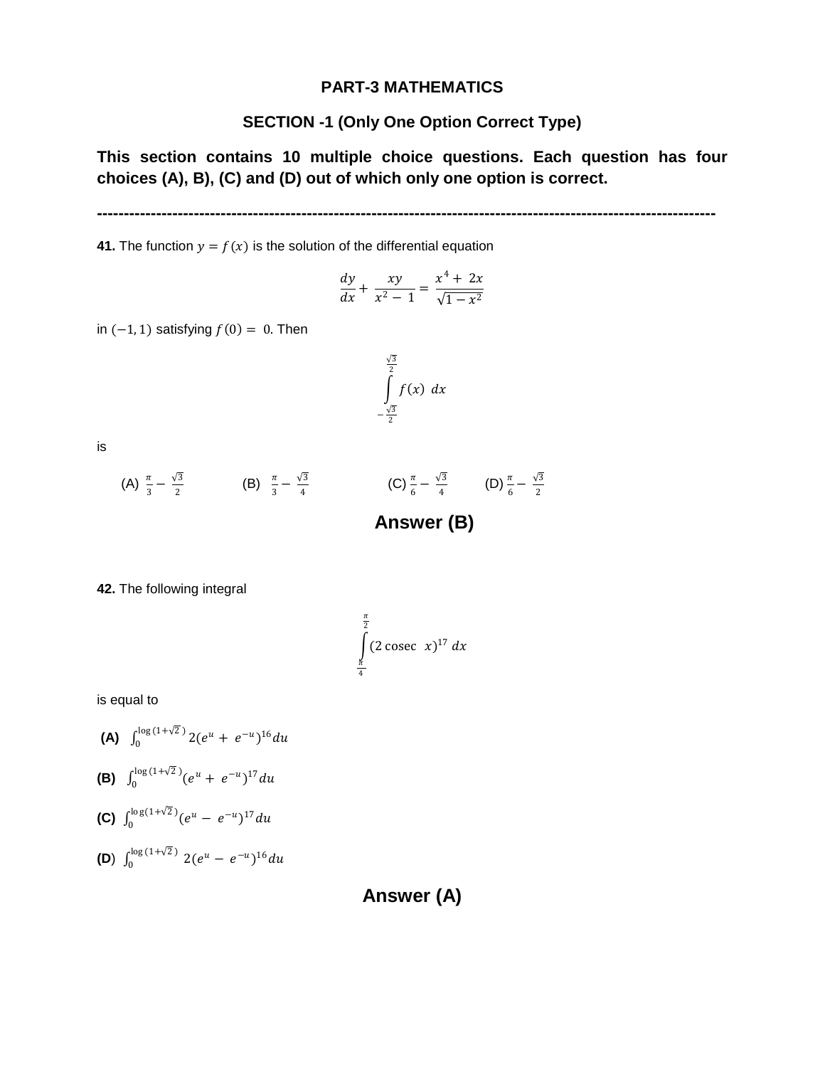## PART-3 MATHEMATICS

### SECTION -1 (Only One Option Correct Type)

**This section contains 10 multiple choice questions. Each question has four choices (A), B), (C) and (D) out of which only one option is correct.**

---

**41.** The function $y = f(x)$ is the solution of the differential equation

$$\frac{dy}{dx} + \frac{xy}{x^2 - 1} = \frac{x^4 + 2x}{\sqrt{1 - x^2}}$$

in $(-1, 1)$ satisfying $f(0) = 0$. Then

$$\int_{-\frac{\sqrt{3}}{2}}^{\frac{\sqrt{3}}{2}} f(x)\ dx$$

is

(A) $\frac{\pi}{3} - \frac{\sqrt{3}}{2}$ (B) $\frac{\pi}{3} - \frac{\sqrt{3}}{4}$ (C) $\frac{\pi}{6} - \frac{\sqrt{3}}{4}$ (D) $\frac{\pi}{6} - \frac{\sqrt{3}}{2}$

**Answer (B)**

**42.** The following integral

$$\int_{\frac{\pi}{4}}^{\frac{\pi}{2}} (2 \operatorname{cosec}\ x)^{17}\ dx$$

is equal to

**(A)** $\int_0^{\log(1+\sqrt{2})} 2(e^u + e^{-u})^{16} du$

**(B)** $\int_0^{\log(1+\sqrt{2})} (e^u + e^{-u})^{17} du$

**(C)** $\int_0^{\log(1+\sqrt{2})} (e^u - e^{-u})^{17} du$

**(D)** $\int_0^{\log(1+\sqrt{2})} 2(e^u - e^{-u})^{16} du$

**Answer (A)**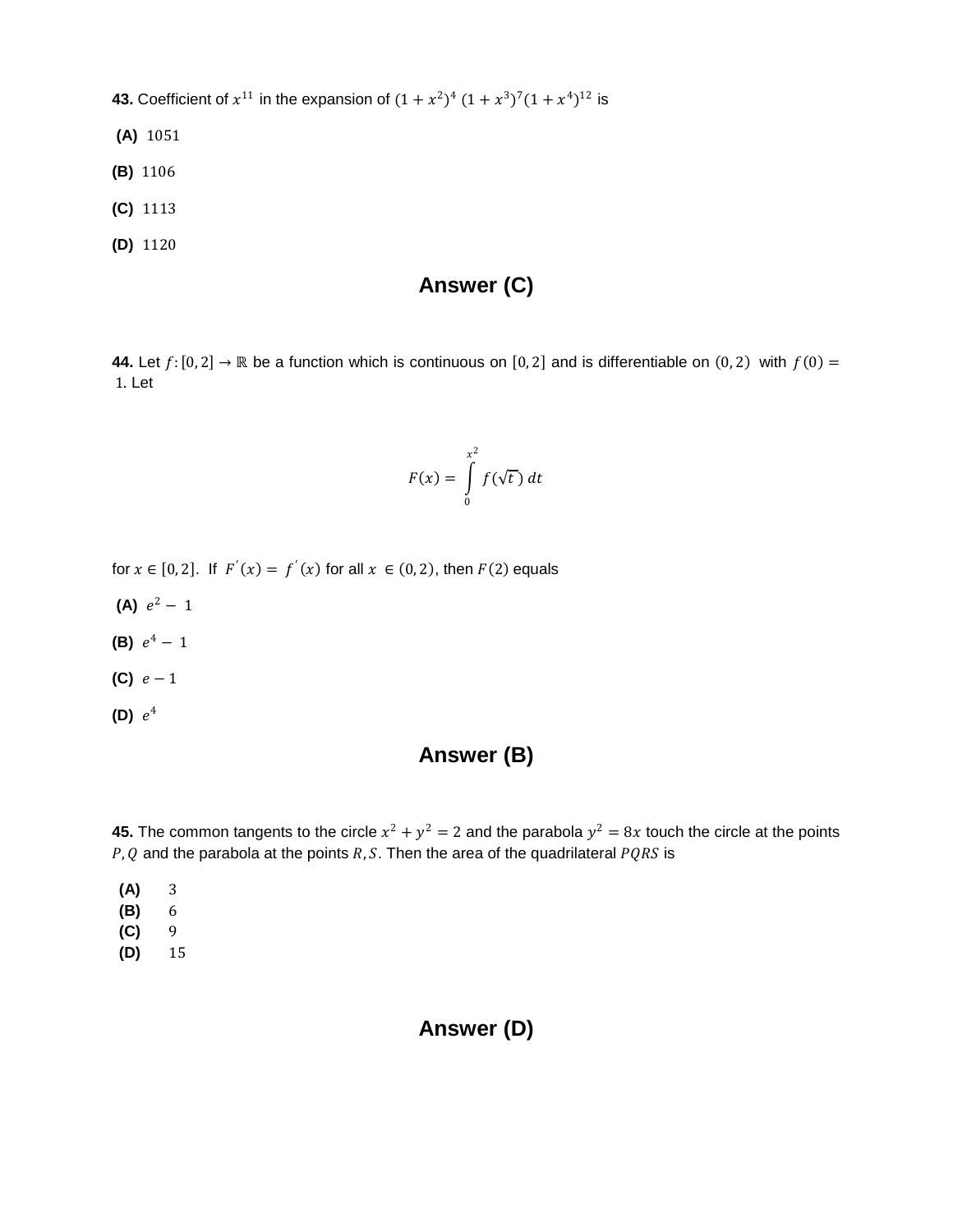**43.** Coefficient of $x^{11}$ in the expansion of $(1+x^2)^4\,(1+x^3)^7(1+x^4)^{12}$ is

**(A)** $1051$

**(B)** $1106$

**(C)** $1113$

**(D)** $1120$

## Answer (C)

**44.** Let $f:[0,2]\to\mathbb{R}$ be a function which is continuous on $[0,2]$ and is differentiable on $(0,2)$ with $f(0)=1$. Let

$$F(x)=\int_0^{x^2} f(\sqrt{t}\,)\,dt$$

for $x\in[0,2]$. If $F'(x)=f'(x)$ for all $x\in(0,2)$, then $F(2)$ equals

**(A)** $e^2-1$

**(B)** $e^4-1$

**(C)** $e-1$

**(D)** $e^4$

## Answer (B)

**45.** The common tangents to the circle $x^2+y^2=2$ and the parabola $y^2=8x$ touch the circle at the points $P,Q$ and the parabola at the points $R,S$. Then the area of the quadrilateral $PQRS$ is

**(A)** $3$
**(B)** $6$
**(C)** $9$
**(D)** $15$

## Answer (D)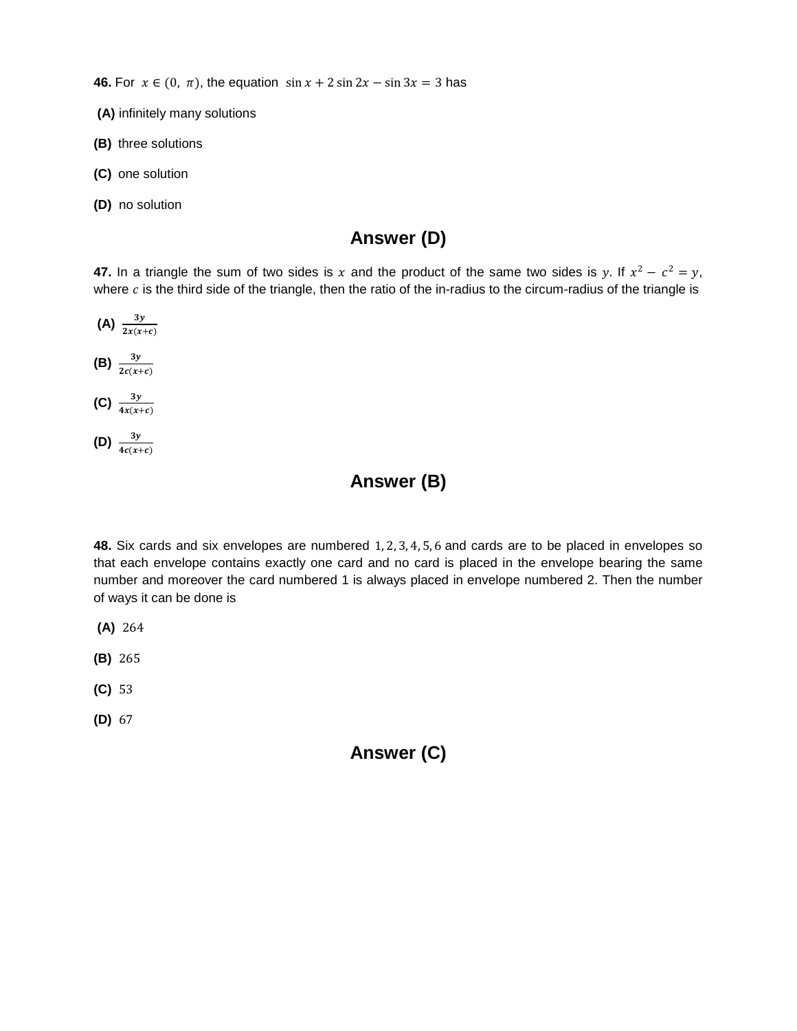**46.** For $x \in (0, \pi)$, the equation $\sin x + 2\sin 2x - \sin 3x = 3$ has

**(A)** infinitely many solutions

**(B)** three solutions

**(C)** one solution

**(D)** no solution

## Answer (D)

**47.** In a triangle the sum of two sides is $x$ and the product of the same two sides is $y$. If $x^2 - c^2 = y$, where $c$ is the third side of the triangle, then the ratio of the in-radius to the circum-radius of the triangle is

**(A)** $\frac{3y}{2x(x+c)}$

**(B)** $\frac{3y}{2c(x+c)}$

**(C)** $\frac{3y}{4x(x+c)}$

**(D)** $\frac{3y}{4c(x+c)}$

## Answer (B)

**48.** Six cards and six envelopes are numbered $1, 2, 3, 4, 5, 6$ and cards are to be placed in envelopes so that each envelope contains exactly one card and no card is placed in the envelope bearing the same number and moreover the card numbered 1 is always placed in envelope numbered 2. Then the number of ways it can be done is

**(A)** $264$

**(B)** $265$

**(C)** $53$

**(D)** $67$

## Answer (C)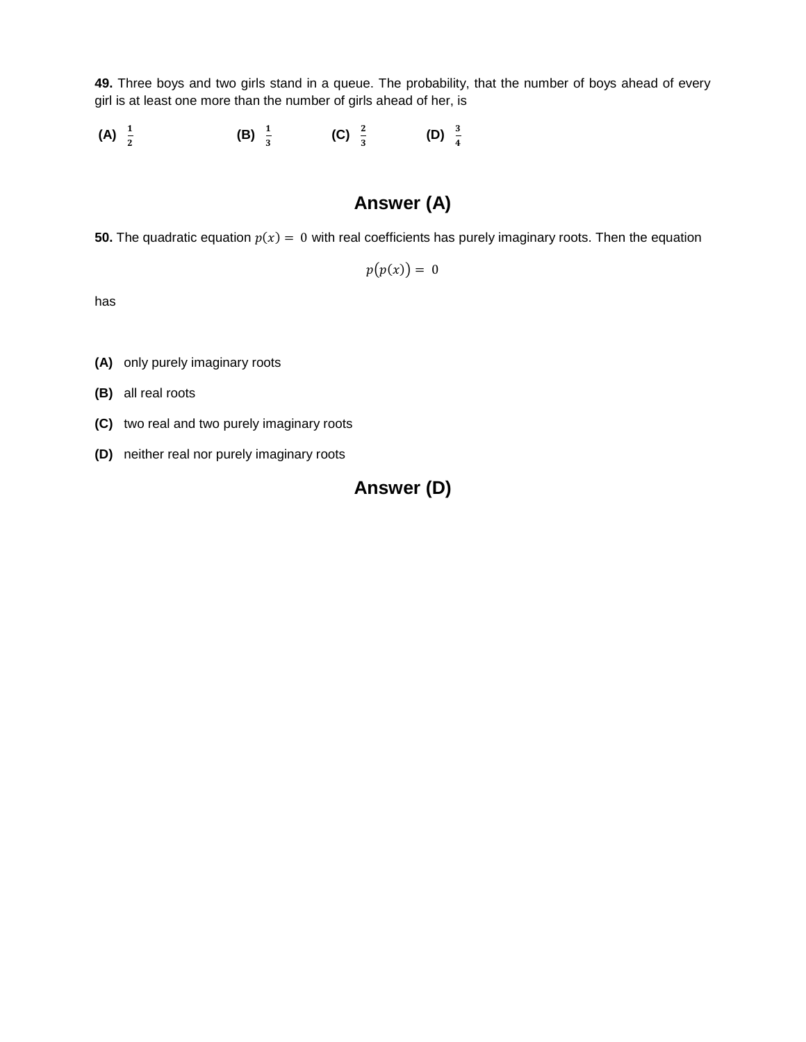**49.** Three boys and two girls stand in a queue. The probability, that the number of boys ahead of every girl is at least one more than the number of girls ahead of her, is

**(A)** $\frac{1}{2}$ **(B)** $\frac{1}{3}$ **(C)** $\frac{2}{3}$ **(D)** $\frac{3}{4}$

## Answer (A)

**50.** The quadratic equation $p(x) = 0$ with real coefficients has purely imaginary roots. Then the equation

$$p(p(x)) = 0$$

has

**(A)** only purely imaginary roots

**(B)** all real roots

**(C)** two real and two purely imaginary roots

**(D)** neither real nor purely imaginary roots

## Answer (D)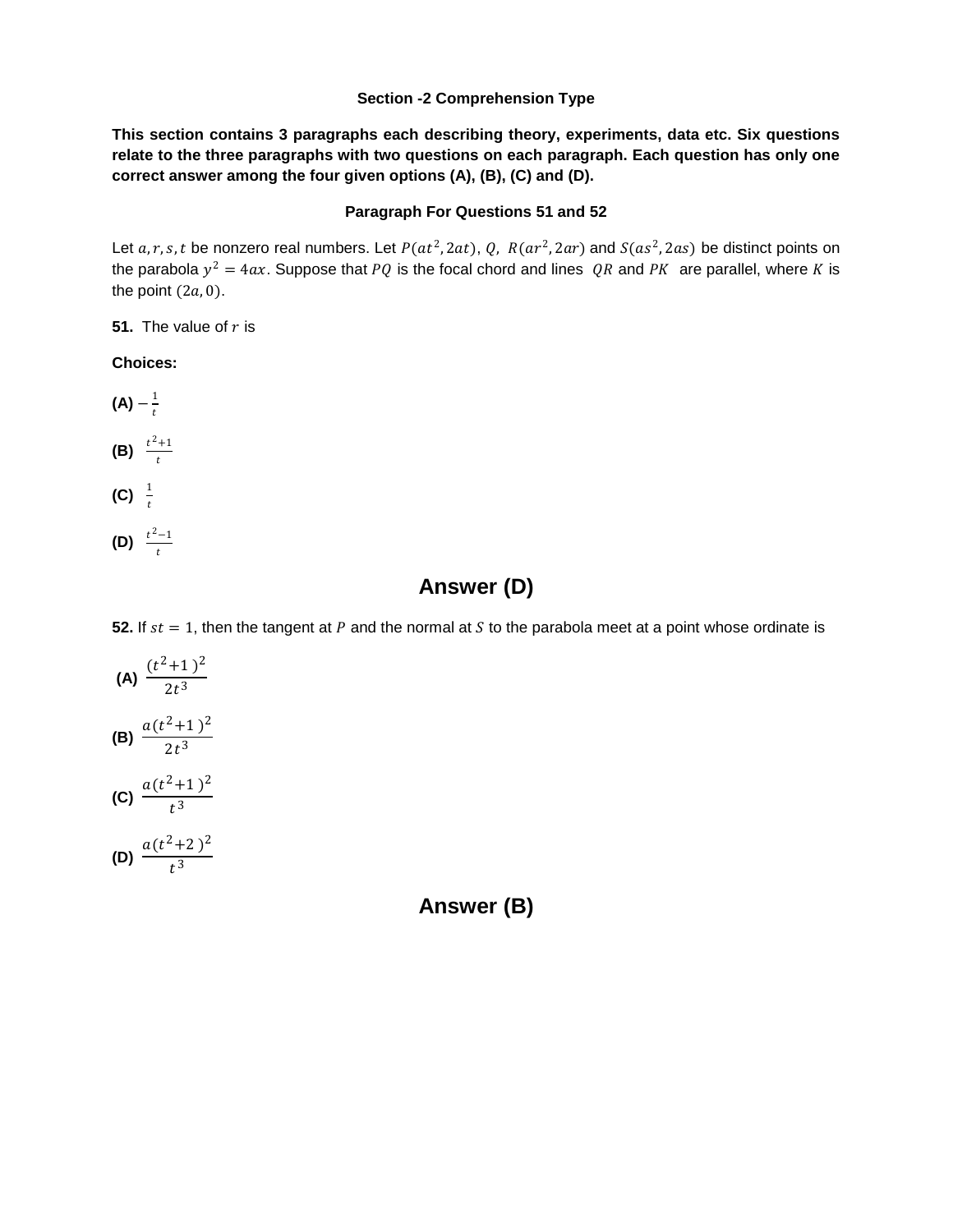**Section -2 Comprehension Type**

**This section contains 3 paragraphs each describing theory, experiments, data etc. Six questions relate to the three paragraphs with two questions on each paragraph. Each question has only one correct answer among the four given options (A), (B), (C) and (D).**

**Paragraph For Questions 51 and 52**

Let $a, r, s, t$ be nonzero real numbers. Let $P(at^2, 2at)$, $Q$, $R(ar^2, 2ar)$ and $S(as^2, 2as)$ be distinct points on the parabola $y^2 = 4ax$. Suppose that $PQ$ is the focal chord and lines $QR$ and $PK$ are parallel, where $K$ is the point $(2a, 0)$.

**51.** The value of $r$ is

**Choices:**

**(A)** $-\frac{1}{t}$

**(B)** $\frac{t^2+1}{t}$

**(C)** $\frac{1}{t}$

**(D)** $\frac{t^2-1}{t}$

## Answer (D)

**52.** If $st = 1$, then the tangent at $P$ and the normal at $S$ to the parabola meet at a point whose ordinate is

**(A)** $\frac{(t^2+1)^2}{2t^3}$

**(B)** $\frac{a(t^2+1)^2}{2t^3}$

**(C)** $\frac{a(t^2+1)^2}{t^3}$

**(D)** $\frac{a(t^2+2)^2}{t^3}$

## Answer (B)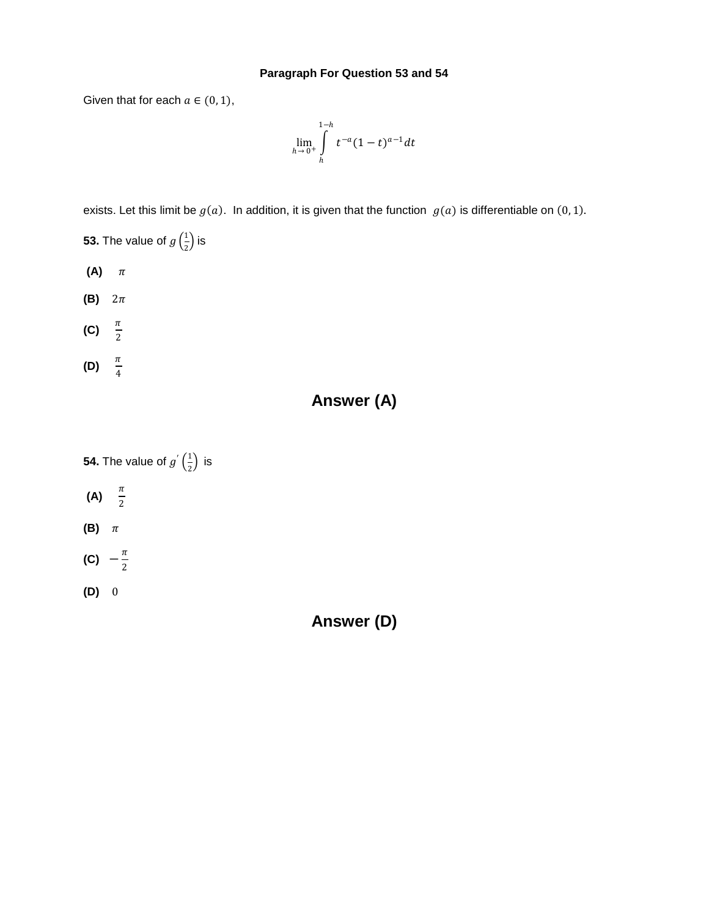### Paragraph For Question 53 and 54

Given that for each $a \in (0, 1)$,

$$\lim_{h \to 0^+} \int_h^{1-h} t^{-a}(1-t)^{a-1} dt$$

exists. Let this limit be $g(a)$. In addition, it is given that the function $g(a)$ is differentiable on $(0, 1)$.

**53.** The value of $g\left(\frac{1}{2}\right)$ is

**(A)** $\pi$

**(B)** $2\pi$

**(C)** $\frac{\pi}{2}$

**(D)** $\frac{\pi}{4}$

## Answer (A)

**54.** The value of $g'\left(\frac{1}{2}\right)$ is

**(A)** $\frac{\pi}{2}$

**(B)** $\pi$

**(C)** $-\frac{\pi}{2}$

**(D)** $0$

## Answer (D)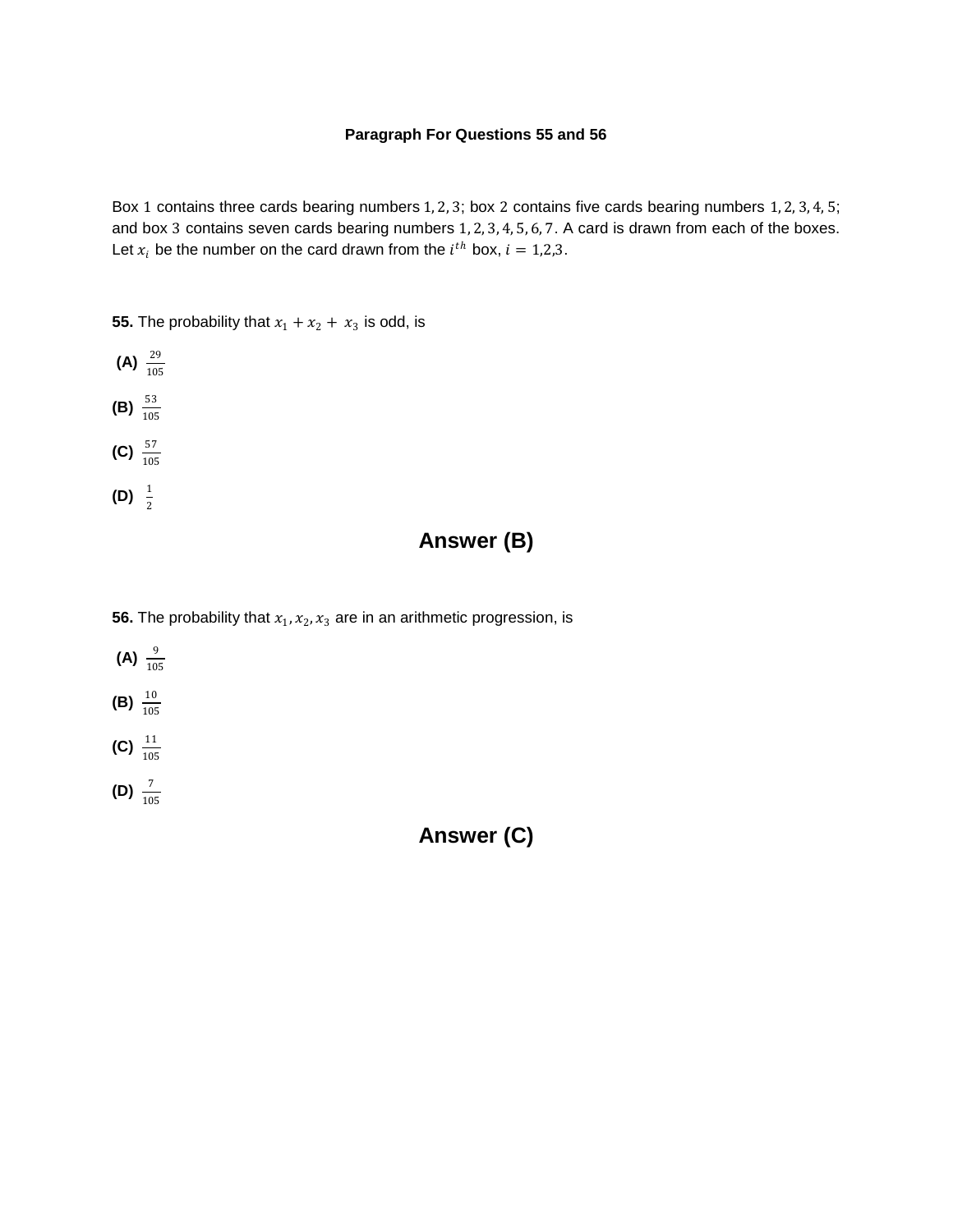**Paragraph For Questions 55 and 56**

Box $1$ contains three cards bearing numbers $1, 2, 3$; box $2$ contains five cards bearing numbers $1, 2, 3, 4, 5$; and box $3$ contains seven cards bearing numbers $1, 2, 3, 4, 5, 6, 7$. A card is drawn from each of the boxes. Let $x_i$ be the number on the card drawn from the $i^{th}$ box, $i = 1,2,3$.

**55.** The probability that $x_1 + x_2 + x_3$ is odd, is

**(A)** $\frac{29}{105}$

**(B)** $\frac{53}{105}$

**(C)** $\frac{57}{105}$

**(D)** $\frac{1}{2}$

## Answer (B)

**56.** The probability that $x_1, x_2, x_3$ are in an arithmetic progression, is

**(A)** $\frac{9}{105}$

**(B)** $\frac{10}{105}$

**(C)** $\frac{11}{105}$

**(D)** $\frac{7}{105}$

## Answer (C)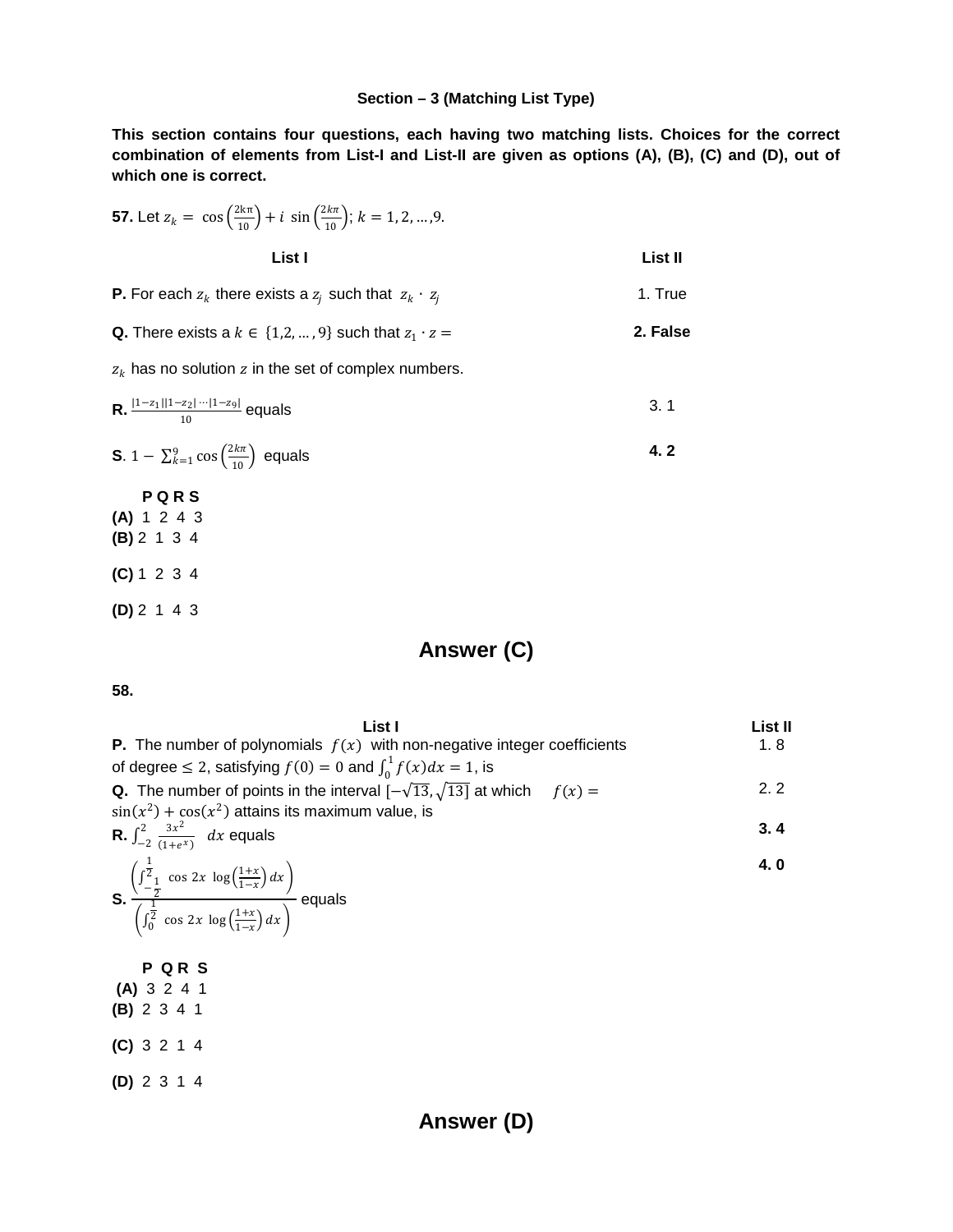### Section – 3 (Matching List Type)

**This section contains four questions, each having two matching lists. Choices for the correct combination of elements from List-I and List-II are given as options (A), (B), (C) and (D), out of which one is correct.**

**57.** Let $z_k = \cos\left(\frac{2k\pi}{10}\right) + i \sin\left(\frac{2k\pi}{10}\right)$; $k = 1, 2, \ldots, 9$.

| List I | List II |
|---|---|
| **P.** For each $z_k$ there exists a $z_j$ such that $z_k \cdot z_j$ | 1. True |
| **Q.** There exists a $k \in \{1,2,\ldots,9\}$ such that $z_1 \cdot z = z_k$ has no solution $z$ in the set of complex numbers. | **2. False** |
| **R.** $\frac{\lvert 1-z_1 \rvert \lvert 1-z_2 \rvert \cdots \lvert 1-z_9 \rvert}{10}$ equals | 3. 1 |
| **S.** $1 - \sum_{k=1}^{9} \cos\left(\frac{2k\pi}{10}\right)$ equals | **4. 2** |

| | P | Q | R | S |
|---|---|---|---|---|
| **(A)** | 1 | 2 | 4 | 3 |
| **(B)** | 2 | 1 | 3 | 4 |
| **(C)** | 1 | 2 | 3 | 4 |
| **(D)** | 2 | 1 | 4 | 3 |

## Answer (C)

**58.**

| List I | List II |
|---|---|
| **P.** The number of polynomials $f(x)$ with non-negative integer coefficients of degree $\leq 2$, satisfying $f(0) = 0$ and $\int_0^1 f(x)dx = 1$, is | 1. 8 |
| **Q.** The number of points in the interval $[-\sqrt{13}, \sqrt{13}]$ at which $f(x) = \sin(x^2) + \cos(x^2)$ attains its maximum value, is | 2. 2 |
| **R.** $\int_{-2}^{2} \frac{3x^2}{(1+e^x)}\, dx$ equals | **3. 4** |
| **S.** $\frac{\left(\int_{-\frac{1}{2}}^{\frac{1}{2}} \cos 2x \log\left(\frac{1+x}{1-x}\right) dx\right)}{\left(\int_{0}^{\frac{1}{2}} \cos 2x \log\left(\frac{1+x}{1-x}\right) dx\right)}$ equals | **4. 0** |

| | P | Q | R | S |
|---|---|---|---|---|
| **(A)** | 3 | 2 | 4 | 1 |
| **(B)** | 2 | 3 | 4 | 1 |
| **(C)** | 3 | 2 | 1 | 4 |
| **(D)** | 2 | 3 | 1 | 4 |

## Answer (D)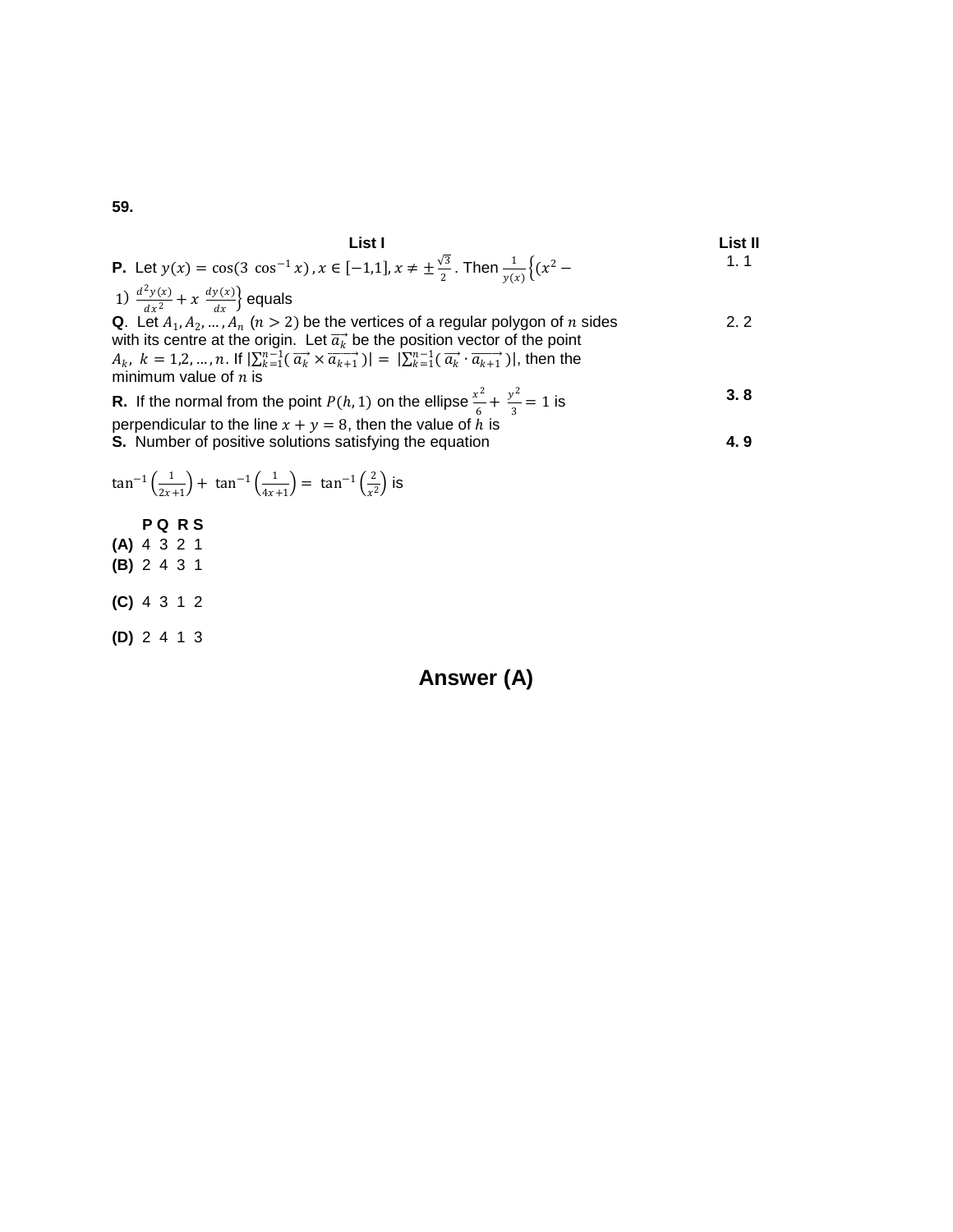**59.**

| List I | List II |
|---|---|
| **P.** Let $y(x) = \cos(3\ \cos^{-1} x)$, $x \in [-1,1]$, $x \neq \pm\frac{\sqrt{3}}{2}$. Then $\frac{1}{y(x)}\left\{(x^2 - 1)\ \frac{d^2y(x)}{dx^2} + x\ \frac{dy(x)}{dx}\right\}$ equals | 1. 1 |
| **Q**. Let $A_1, A_2, \ldots, A_n$ $(n > 2)$ be the vertices of a regular polygon of $n$ sides with its centre at the origin. Let $\overrightarrow{a_k}$ be the position vector of the point $A_k$, $k = 1,2,\ldots,n$. If $\left\|\sum_{k=1}^{n-1}(\overrightarrow{a_k} \times \overrightarrow{a_{k+1}})\right\| = \left\|\sum_{k=1}^{n-1}(\overrightarrow{a_k} \cdot \overrightarrow{a_{k+1}})\right\|$, then the minimum value of $n$ is | 2. 2 |
| **R.** If the normal from the point $P(h, 1)$ on the ellipse $\frac{x^2}{6} + \frac{y^2}{3} = 1$ is perpendicular to the line $x + y = 8$, then the value of $h$ is | **3. 8** |
| **S.** Number of positive solutions satisfying the equation $\tan^{-1}\left(\frac{1}{2x+1}\right) + \tan^{-1}\left(\frac{1}{4x+1}\right) = \tan^{-1}\left(\frac{2}{x^2}\right)$ is | **4. 9** |

| | P | Q | R | S |
|---|---|---|---|---|
| **(A)** | 4 | 3 | 2 | 1 |
| **(B)** | 2 | 4 | 3 | 1 |
| **(C)** | 4 | 3 | 1 | 2 |
| **(D)** | 2 | 4 | 1 | 3 |

## Answer (A)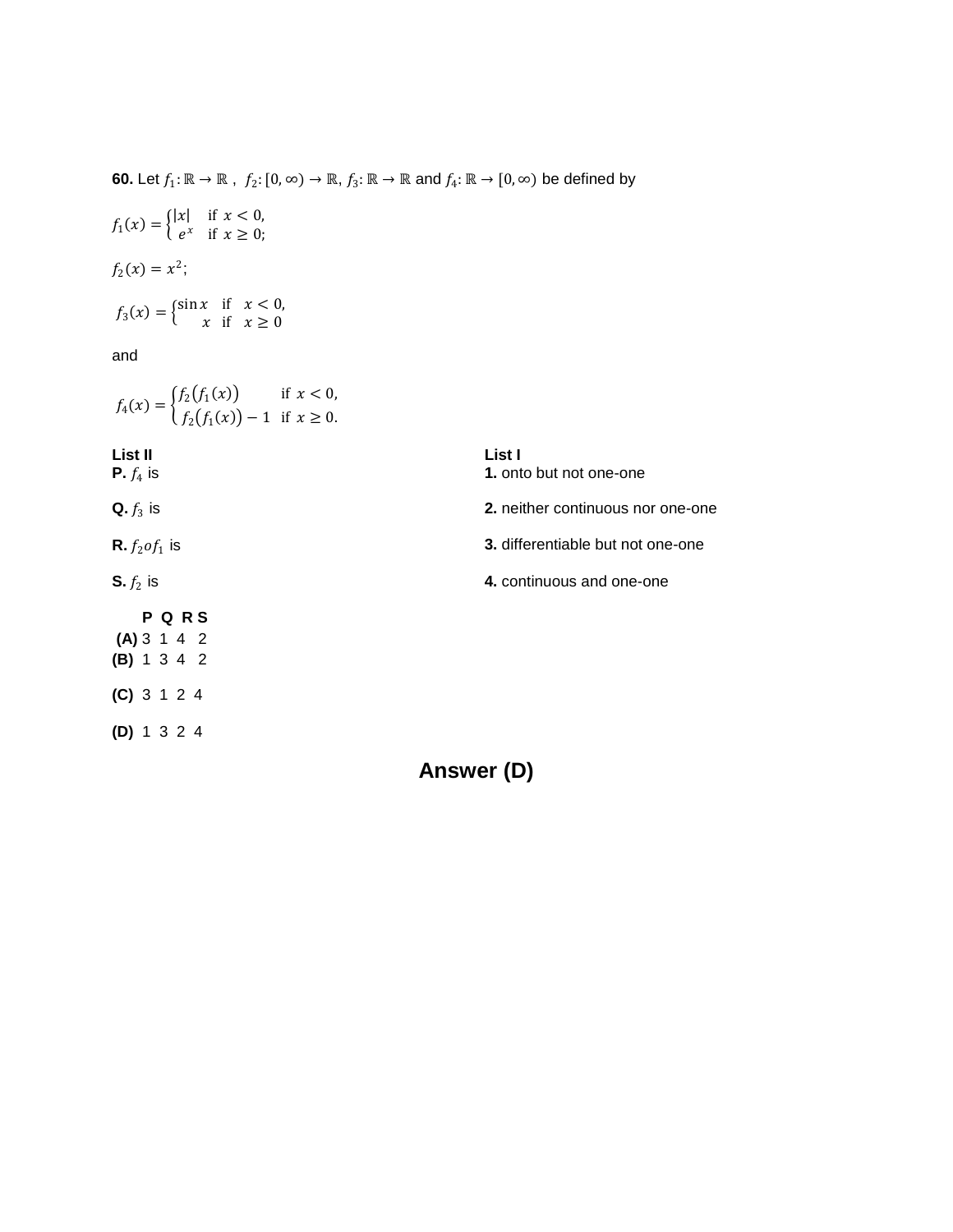**60.** Let $f_1 : \mathbb{R} \to \mathbb{R}$ , $f_2 : [0, \infty) \to \mathbb{R}$, $f_3 : \mathbb{R} \to \mathbb{R}$ and $f_4 : \mathbb{R} \to [0, \infty)$ be defined by

$$f_1(x) = \begin{cases} |x| & \text{if } x < 0, \\ e^x & \text{if } x \geq 0; \end{cases}$$

$$f_2(x) = x^2;$$

$$f_3(x) = \begin{cases} \sin x & \text{if } \ x < 0, \\ x & \text{if } \ x \geq 0 \end{cases}$$

and

$$f_4(x) = \begin{cases} f_2(f_1(x)) & \text{if } x < 0, \\ f_2(f_1(x)) - 1 & \text{if } x \geq 0. \end{cases}$$

| **List II** | **List I** |
|---|---|
| **P.** $f_4$ is | **1.** onto but not one-one |
| **Q.** $f_3$ is | **2.** neither continuous nor one-one |
| **R.** $f_2 o f_1$ is | **3.** differentiable but not one-one |
| **S.** $f_2$ is | **4.** continuous and one-one |

| | **P** | **Q** | **R** | **S** |
|---|---|---|---|---|
| **(A)** | 3 | 1 | 4 | 2 |
| **(B)** | 1 | 3 | 4 | 2 |
| **(C)** | 3 | 1 | 2 | 4 |
| **(D)** | 1 | 3 | 2 | 4 |

**Answer (D)**